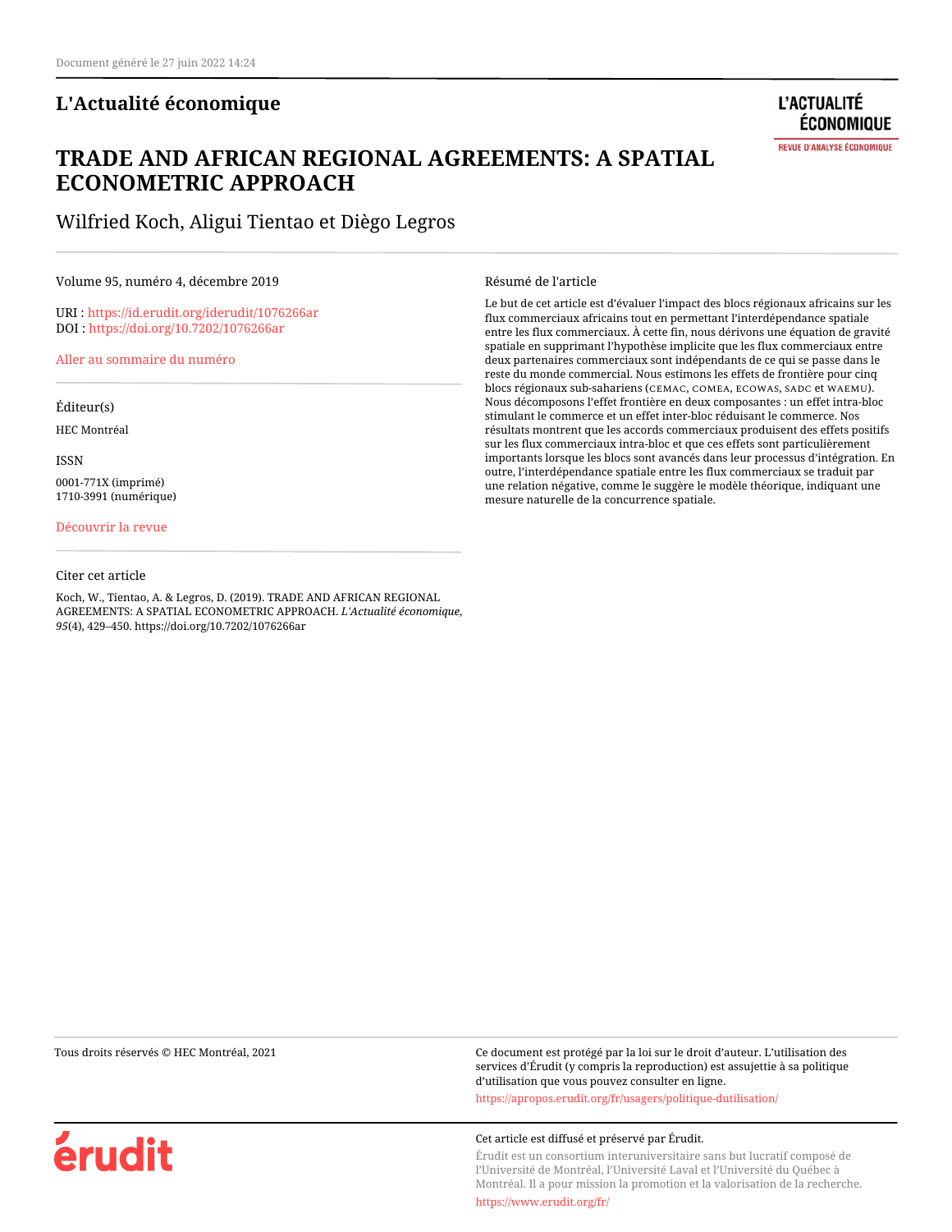Document généré le 27 juin 2022 14:24

# L'Actualité économique

L'ACTUALITÉ ÉCONOMIQUE
REVUE D'ANALYSE ÉCONOMIQUE

# TRADE AND AFRICAN REGIONAL AGREEMENTS: A SPATIAL ECONOMETRIC APPROACH

Wilfried Koch, Aligui Tientao et Diègo Legros

Volume 95, numéro 4, décembre 2019

URI : https://id.erudit.org/iderudit/1076266ar
DOI : https://doi.org/10.7202/1076266ar

Aller au sommaire du numéro

Éditeur(s)

HEC Montréal

ISSN

0001-771X (imprimé)
1710-3991 (numérique)

Découvrir la revue

Citer cet article

Koch, W., Tientao, A. & Legros, D. (2019). TRADE AND AFRICAN REGIONAL AGREEMENTS: A SPATIAL ECONOMETRIC APPROACH. *L'Actualité économique*, *95*(4), 429–450. https://doi.org/10.7202/1076266ar

Résumé de l'article

Le but de cet article est d'évaluer l'impact des blocs régionaux africains sur les flux commerciaux africains tout en permettant l'interdépendance spatiale entre les flux commerciaux. À cette fin, nous dérivons une équation de gravité spatiale en supprimant l'hypothèse implicite que les flux commerciaux entre deux partenaires commerciaux sont indépendants de ce qui se passe dans le reste du monde commercial. Nous estimons les effets de frontière pour cinq blocs régionaux sub-sahariens (CEMAC, COMEA, ECOWAS, SADC et WAEMU). Nous décomposons l'effet frontière en deux composantes : un effet intra-bloc stimulant le commerce et un effet inter-bloc réduisant le commerce. Nos résultats montrent que les accords commerciaux produisent des effets positifs sur les flux commerciaux intra-bloc et que ces effets sont particulièrement importants lorsque les blocs sont avancés dans leur processus d'intégration. En outre, l'interdépendance spatiale entre les flux commerciaux se traduit par une relation négative, comme le suggère le modèle théorique, indiquant une mesure naturelle de la concurrence spatiale.

Tous droits réservés © HEC Montréal, 2021

Ce document est protégé par la loi sur le droit d'auteur. L'utilisation des services d'Érudit (y compris la reproduction) est assujettie à sa politique d'utilisation que vous pouvez consulter en ligne.

https://apropos.erudit.org/fr/usagers/politique-dutilisation/

érudit

Cet article est diffusé et préservé par Érudit.

Érudit est un consortium interuniversitaire sans but lucratif composé de l'Université de Montréal, l'Université Laval et l'Université du Québec à Montréal. Il a pour mission la promotion et la valorisation de la recherche.

https://www.erudit.org/fr/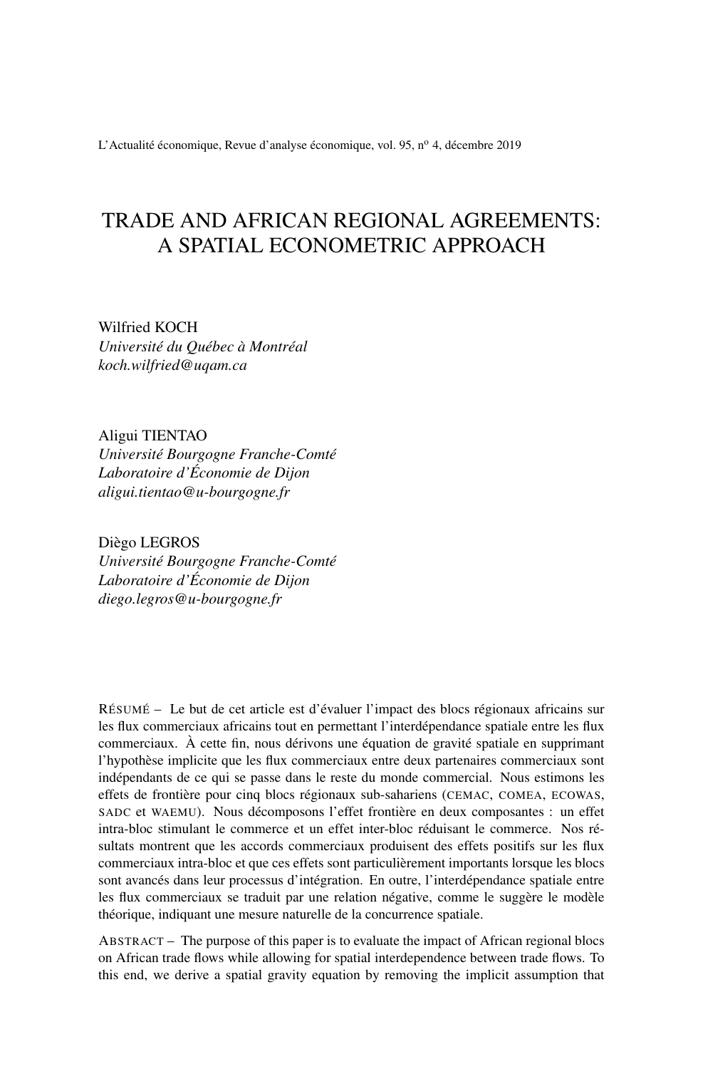L'Actualité économique, Revue d'analyse économique, vol. 95, n° 4, décembre 2019

# TRADE AND AFRICAN REGIONAL AGREEMENTS: A SPATIAL ECONOMETRIC APPROACH

Wilfried KOCH
*Université du Québec à Montréal*
*koch.wilfried@uqam.ca*

Aligui TIENTAO
*Université Bourgogne Franche-Comté*
*Laboratoire d'Économie de Dijon*
*aligui.tientao@u-bourgogne.fr*

Diègo LEGROS
*Université Bourgogne Franche-Comté*
*Laboratoire d'Économie de Dijon*
*diego.legros@u-bourgogne.fr*

RÉSUMÉ – Le but de cet article est d'évaluer l'impact des blocs régionaux africains sur les flux commerciaux africains tout en permettant l'interdépendance spatiale entre les flux commerciaux. À cette fin, nous dérivons une équation de gravité spatiale en supprimant l'hypothèse implicite que les flux commerciaux entre deux partenaires commerciaux sont indépendants de ce qui se passe dans le reste du monde commercial. Nous estimons les effets de frontière pour cinq blocs régionaux sub-sahariens (CEMAC, COMEA, ECOWAS, SADC et WAEMU). Nous décomposons l'effet frontière en deux composantes : un effet intra-bloc stimulant le commerce et un effet inter-bloc réduisant le commerce. Nos résultats montrent que les accords commerciaux produisent des effets positifs sur les flux commerciaux intra-bloc et que ces effets sont particulièrement importants lorsque les blocs sont avancés dans leur processus d'intégration. En outre, l'interdépendance spatiale entre les flux commerciaux se traduit par une relation négative, comme le suggère le modèle théorique, indiquant une mesure naturelle de la concurrence spatiale.

ABSTRACT – The purpose of this paper is to evaluate the impact of African regional blocs on African trade flows while allowing for spatial interdependence between trade flows. To this end, we derive a spatial gravity equation by removing the implicit assumption that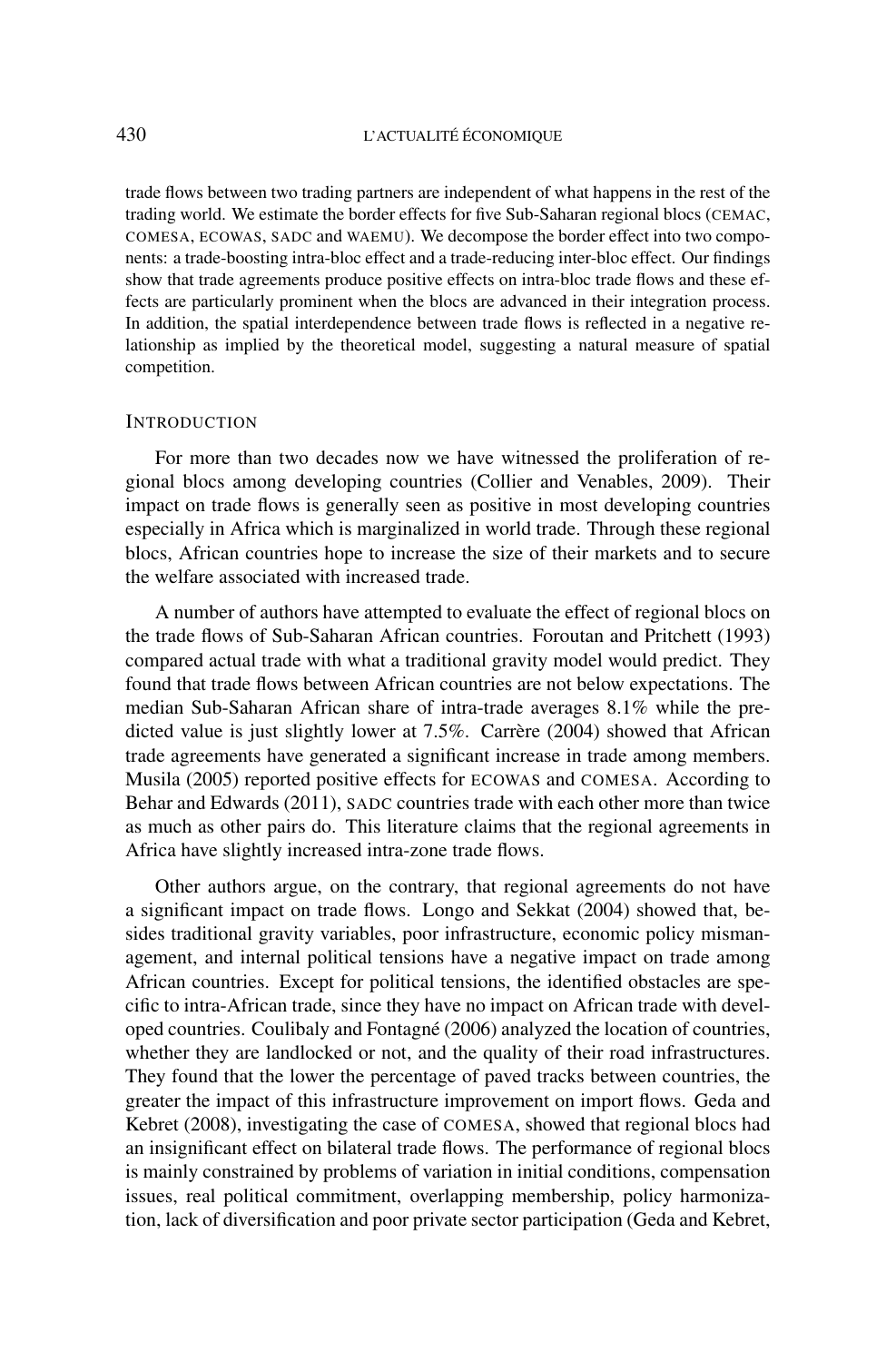trade flows between two trading partners are independent of what happens in the rest of the trading world. We estimate the border effects for five Sub-Saharan regional blocs (CEMAC, COMESA, ECOWAS, SADC and WAEMU). We decompose the border effect into two components: a trade-boosting intra-bloc effect and a trade-reducing inter-bloc effect. Our findings show that trade agreements produce positive effects on intra-bloc trade flows and these effects are particularly prominent when the blocs are advanced in their integration process. In addition, the spatial interdependence between trade flows is reflected in a negative relationship as implied by the theoretical model, suggesting a natural measure of spatial competition.

## INTRODUCTION

For more than two decades now we have witnessed the proliferation of regional blocs among developing countries (Collier and Venables, 2009). Their impact on trade flows is generally seen as positive in most developing countries especially in Africa which is marginalized in world trade. Through these regional blocs, African countries hope to increase the size of their markets and to secure the welfare associated with increased trade.

A number of authors have attempted to evaluate the effect of regional blocs on the trade flows of Sub-Saharan African countries. Foroutan and Pritchett (1993) compared actual trade with what a traditional gravity model would predict. They found that trade flows between African countries are not below expectations. The median Sub-Saharan African share of intra-trade averages 8.1% while the predicted value is just slightly lower at 7.5%. Carrère (2004) showed that African trade agreements have generated a significant increase in trade among members. Musila (2005) reported positive effects for ECOWAS and COMESA. According to Behar and Edwards (2011), SADC countries trade with each other more than twice as much as other pairs do. This literature claims that the regional agreements in Africa have slightly increased intra-zone trade flows.

Other authors argue, on the contrary, that regional agreements do not have a significant impact on trade flows. Longo and Sekkat (2004) showed that, besides traditional gravity variables, poor infrastructure, economic policy mismanagement, and internal political tensions have a negative impact on trade among African countries. Except for political tensions, the identified obstacles are specific to intra-African trade, since they have no impact on African trade with developed countries. Coulibaly and Fontagné (2006) analyzed the location of countries, whether they are landlocked or not, and the quality of their road infrastructures. They found that the lower the percentage of paved tracks between countries, the greater the impact of this infrastructure improvement on import flows. Geda and Kebret (2008), investigating the case of COMESA, showed that regional blocs had an insignificant effect on bilateral trade flows. The performance of regional blocs is mainly constrained by problems of variation in initial conditions, compensation issues, real political commitment, overlapping membership, policy harmonization, lack of diversification and poor private sector participation (Geda and Kebret,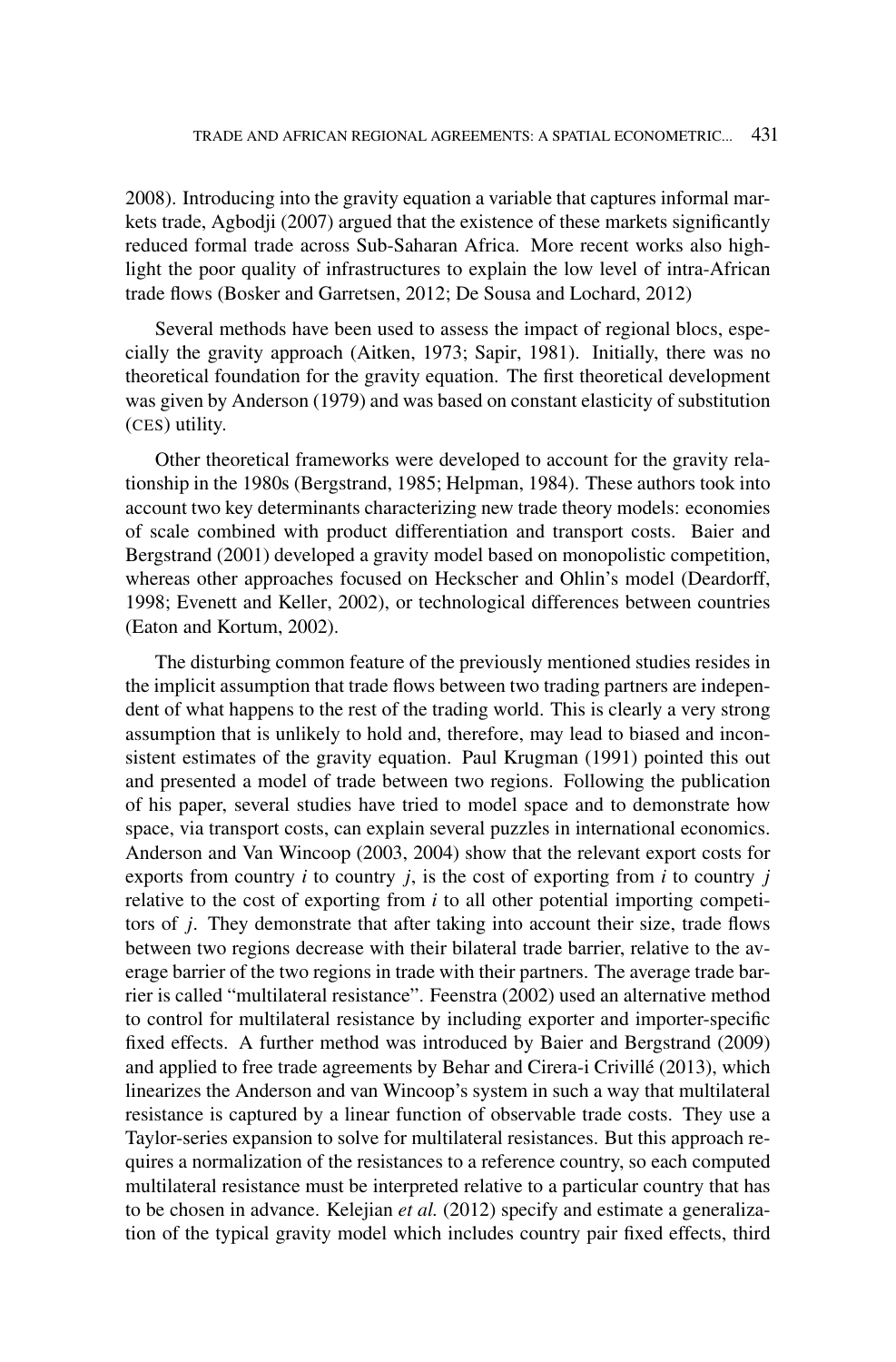2008). Introducing into the gravity equation a variable that captures informal markets trade, Agbodji (2007) argued that the existence of these markets significantly reduced formal trade across Sub-Saharan Africa. More recent works also highlight the poor quality of infrastructures to explain the low level of intra-African trade flows (Bosker and Garretsen, 2012; De Sousa and Lochard, 2012)

Several methods have been used to assess the impact of regional blocs, especially the gravity approach (Aitken, 1973; Sapir, 1981). Initially, there was no theoretical foundation for the gravity equation. The first theoretical development was given by Anderson (1979) and was based on constant elasticity of substitution (CES) utility.

Other theoretical frameworks were developed to account for the gravity relationship in the 1980s (Bergstrand, 1985; Helpman, 1984). These authors took into account two key determinants characterizing new trade theory models: economies of scale combined with product differentiation and transport costs. Baier and Bergstrand (2001) developed a gravity model based on monopolistic competition, whereas other approaches focused on Heckscher and Ohlin's model (Deardorff, 1998; Evenett and Keller, 2002), or technological differences between countries (Eaton and Kortum, 2002).

The disturbing common feature of the previously mentioned studies resides in the implicit assumption that trade flows between two trading partners are independent of what happens to the rest of the trading world. This is clearly a very strong assumption that is unlikely to hold and, therefore, may lead to biased and inconsistent estimates of the gravity equation. Paul Krugman (1991) pointed this out and presented a model of trade between two regions. Following the publication of his paper, several studies have tried to model space and to demonstrate how space, via transport costs, can explain several puzzles in international economics. Anderson and Van Wincoop (2003, 2004) show that the relevant export costs for exports from country $i$ to country $j$, is the cost of exporting from $i$ to country $j$ relative to the cost of exporting from $i$ to all other potential importing competitors of $j$. They demonstrate that after taking into account their size, trade flows between two regions decrease with their bilateral trade barrier, relative to the average barrier of the two regions in trade with their partners. The average trade barrier is called "multilateral resistance". Feenstra (2002) used an alternative method to control for multilateral resistance by including exporter and importer-specific fixed effects. A further method was introduced by Baier and Bergstrand (2009) and applied to free trade agreements by Behar and Cirera-i Crivillé (2013), which linearizes the Anderson and van Wincoop's system in such a way that multilateral resistance is captured by a linear function of observable trade costs. They use a Taylor-series expansion to solve for multilateral resistances. But this approach requires a normalization of the resistances to a reference country, so each computed multilateral resistance must be interpreted relative to a particular country that has to be chosen in advance. Kelejian *et al.* (2012) specify and estimate a generalization of the typical gravity model which includes country pair fixed effects, third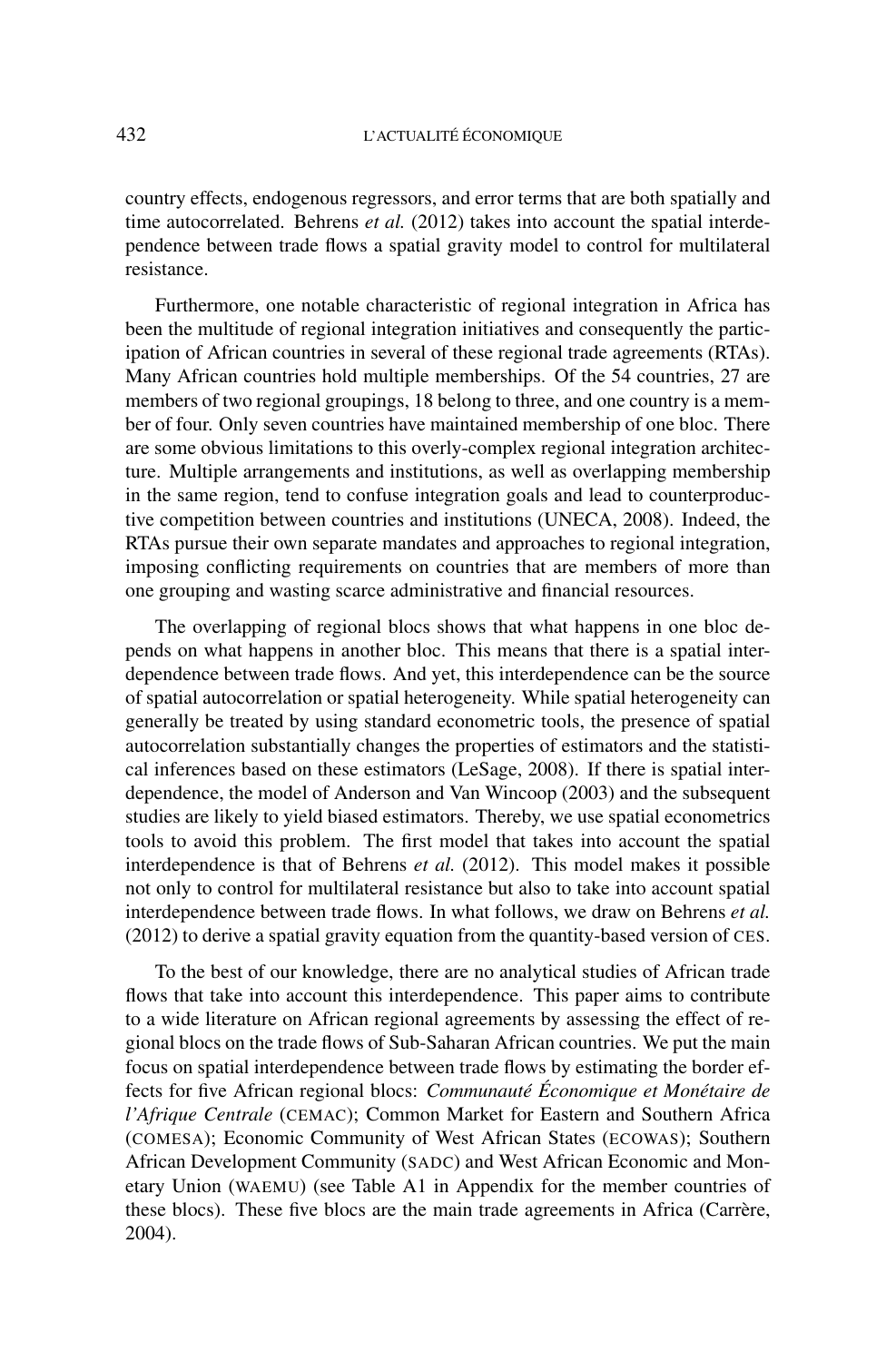country effects, endogenous regressors, and error terms that are both spatially and time autocorrelated. Behrens *et al.* (2012) takes into account the spatial interdependence between trade flows a spatial gravity model to control for multilateral resistance.

Furthermore, one notable characteristic of regional integration in Africa has been the multitude of regional integration initiatives and consequently the participation of African countries in several of these regional trade agreements (RTAs). Many African countries hold multiple memberships. Of the 54 countries, 27 are members of two regional groupings, 18 belong to three, and one country is a member of four. Only seven countries have maintained membership of one bloc. There are some obvious limitations to this overly-complex regional integration architecture. Multiple arrangements and institutions, as well as overlapping membership in the same region, tend to confuse integration goals and lead to counterproductive competition between countries and institutions (UNECA, 2008). Indeed, the RTAs pursue their own separate mandates and approaches to regional integration, imposing conflicting requirements on countries that are members of more than one grouping and wasting scarce administrative and financial resources.

The overlapping of regional blocs shows that what happens in one bloc depends on what happens in another bloc. This means that there is a spatial interdependence between trade flows. And yet, this interdependence can be the source of spatial autocorrelation or spatial heterogeneity. While spatial heterogeneity can generally be treated by using standard econometric tools, the presence of spatial autocorrelation substantially changes the properties of estimators and the statistical inferences based on these estimators (LeSage, 2008). If there is spatial interdependence, the model of Anderson and Van Wincoop (2003) and the subsequent studies are likely to yield biased estimators. Thereby, we use spatial econometrics tools to avoid this problem. The first model that takes into account the spatial interdependence is that of Behrens *et al.* (2012). This model makes it possible not only to control for multilateral resistance but also to take into account spatial interdependence between trade flows. In what follows, we draw on Behrens *et al.* (2012) to derive a spatial gravity equation from the quantity-based version of CES.

To the best of our knowledge, there are no analytical studies of African trade flows that take into account this interdependence. This paper aims to contribute to a wide literature on African regional agreements by assessing the effect of regional blocs on the trade flows of Sub-Saharan African countries. We put the main focus on spatial interdependence between trade flows by estimating the border effects for five African regional blocs: *Communauté Économique et Monétaire de l'Afrique Centrale* (CEMAC); Common Market for Eastern and Southern Africa (COMESA); Economic Community of West African States (ECOWAS); Southern African Development Community (SADC) and West African Economic and Monetary Union (WAEMU) (see Table A1 in Appendix for the member countries of these blocs). These five blocs are the main trade agreements in Africa (Carrère, 2004).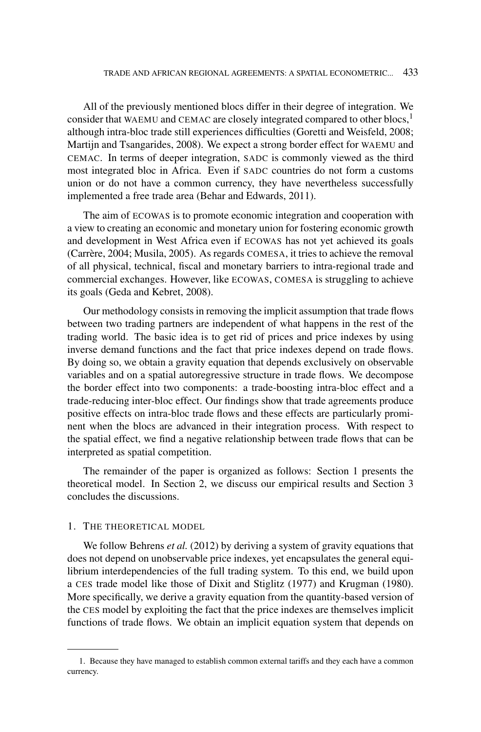All of the previously mentioned blocs differ in their degree of integration. We consider that WAEMU and CEMAC are closely integrated compared to other blocs,[1] although intra-bloc trade still experiences difficulties (Goretti and Weisfeld, 2008; Martijn and Tsangarides, 2008). We expect a strong border effect for WAEMU and CEMAC. In terms of deeper integration, SADC is commonly viewed as the third most integrated bloc in Africa. Even if SADC countries do not form a customs union or do not have a common currency, they have nevertheless successfully implemented a free trade area (Behar and Edwards, 2011).

The aim of ECOWAS is to promote economic integration and cooperation with a view to creating an economic and monetary union for fostering economic growth and development in West Africa even if ECOWAS has not yet achieved its goals (Carrère, 2004; Musila, 2005). As regards COMESA, it tries to achieve the removal of all physical, technical, fiscal and monetary barriers to intra-regional trade and commercial exchanges. However, like ECOWAS, COMESA is struggling to achieve its goals (Geda and Kebret, 2008).

Our methodology consists in removing the implicit assumption that trade flows between two trading partners are independent of what happens in the rest of the trading world. The basic idea is to get rid of prices and price indexes by using inverse demand functions and the fact that price indexes depend on trade flows. By doing so, we obtain a gravity equation that depends exclusively on observable variables and on a spatial autoregressive structure in trade flows. We decompose the border effect into two components: a trade-boosting intra-bloc effect and a trade-reducing inter-bloc effect. Our findings show that trade agreements produce positive effects on intra-bloc trade flows and these effects are particularly prominent when the blocs are advanced in their integration process. With respect to the spatial effect, we find a negative relationship between trade flows that can be interpreted as spatial competition.

The remainder of the paper is organized as follows: Section 1 presents the theoretical model. In Section 2, we discuss our empirical results and Section 3 concludes the discussions.

## 1. The theoretical model

We follow Behrens *et al.* (2012) by deriving a system of gravity equations that does not depend on unobservable price indexes, yet encapsulates the general equilibrium interdependencies of the full trading system. To this end, we build upon a CES trade model like those of Dixit and Stiglitz (1977) and Krugman (1980). More specifically, we derive a gravity equation from the quantity-based version of the CES model by exploiting the fact that the price indexes are themselves implicit functions of trade flows. We obtain an implicit equation system that depends on

[1] Because they have managed to establish common external tariffs and they each have a common currency.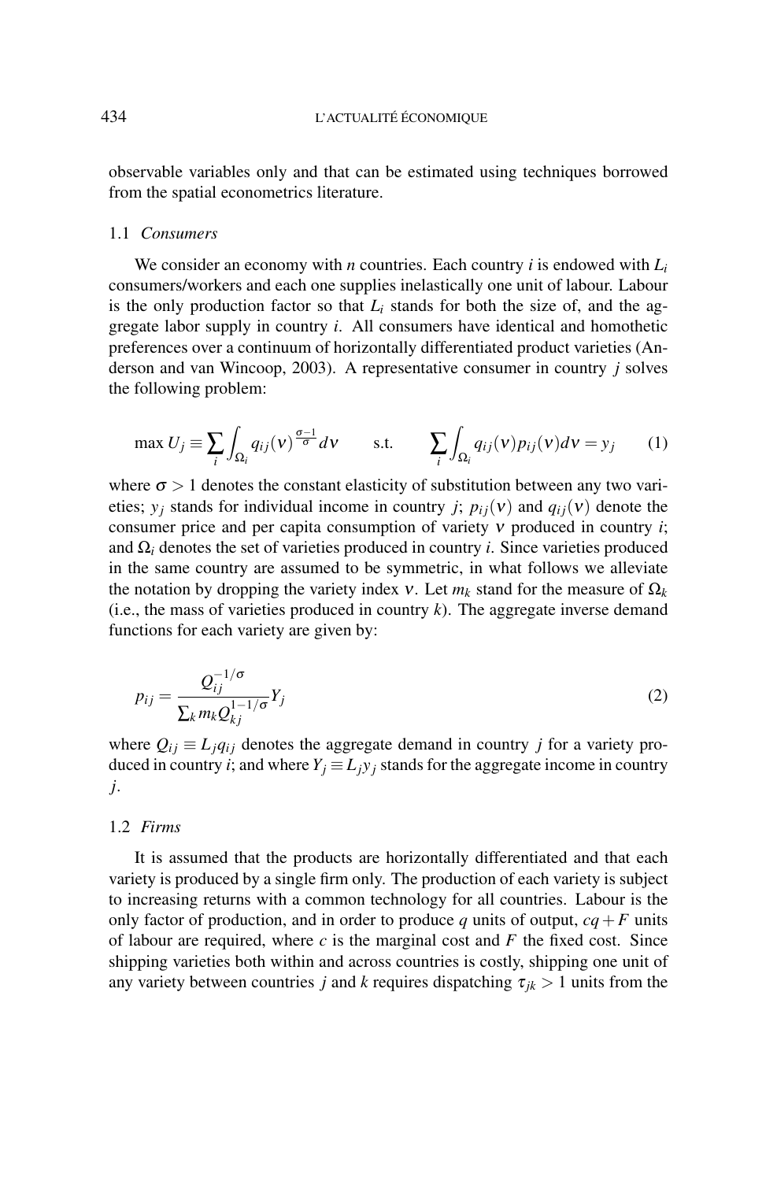observable variables only and that can be estimated using techniques borrowed from the spatial econometrics literature.

### 1.1 *Consumers*

We consider an economy with $n$ countries. Each country $i$ is endowed with $L_i$ consumers/workers and each one supplies inelastically one unit of labour. Labour is the only production factor so that $L_i$ stands for both the size of, and the aggregate labor supply in country $i$. All consumers have identical and homothetic preferences over a continuum of horizontally differentiated product varieties (Anderson and van Wincoop, 2003). A representative consumer in country $j$ solves the following problem:

$$\max U_j \equiv \sum_i \int_{\Omega_i} q_{ij}(\nu)^{\frac{\sigma-1}{\sigma}} d\nu \qquad \text{s.t.} \qquad \sum_i \int_{\Omega_i} q_{ij}(\nu) p_{ij}(\nu) d\nu = y_j \tag{1}$$

where $\sigma > 1$ denotes the constant elasticity of substitution between any two varieties; $y_j$ stands for individual income in country $j$; $p_{ij}(\nu)$ and $q_{ij}(\nu)$ denote the consumer price and per capita consumption of variety $\nu$ produced in country $i$; and $\Omega_i$ denotes the set of varieties produced in country $i$. Since varieties produced in the same country are assumed to be symmetric, in what follows we alleviate the notation by dropping the variety index $\nu$. Let $m_k$ stand for the measure of $\Omega_k$ (i.e., the mass of varieties produced in country $k$). The aggregate inverse demand functions for each variety are given by:

$$p_{ij} = \frac{Q_{ij}^{-1/\sigma}}{\sum_k m_k Q_{kj}^{1-1/\sigma}} Y_j \tag{2}$$

where $Q_{ij} \equiv L_j q_{ij}$ denotes the aggregate demand in country $j$ for a variety produced in country $i$; and where $Y_j \equiv L_j y_j$ stands for the aggregate income in country $j$.

### 1.2 *Firms*

It is assumed that the products are horizontally differentiated and that each variety is produced by a single firm only. The production of each variety is subject to increasing returns with a common technology for all countries. Labour is the only factor of production, and in order to produce $q$ units of output, $cq + F$ units of labour are required, where $c$ is the marginal cost and $F$ the fixed cost. Since shipping varieties both within and across countries is costly, shipping one unit of any variety between countries $j$ and $k$ requires dispatching $\tau_{jk} > 1$ units from the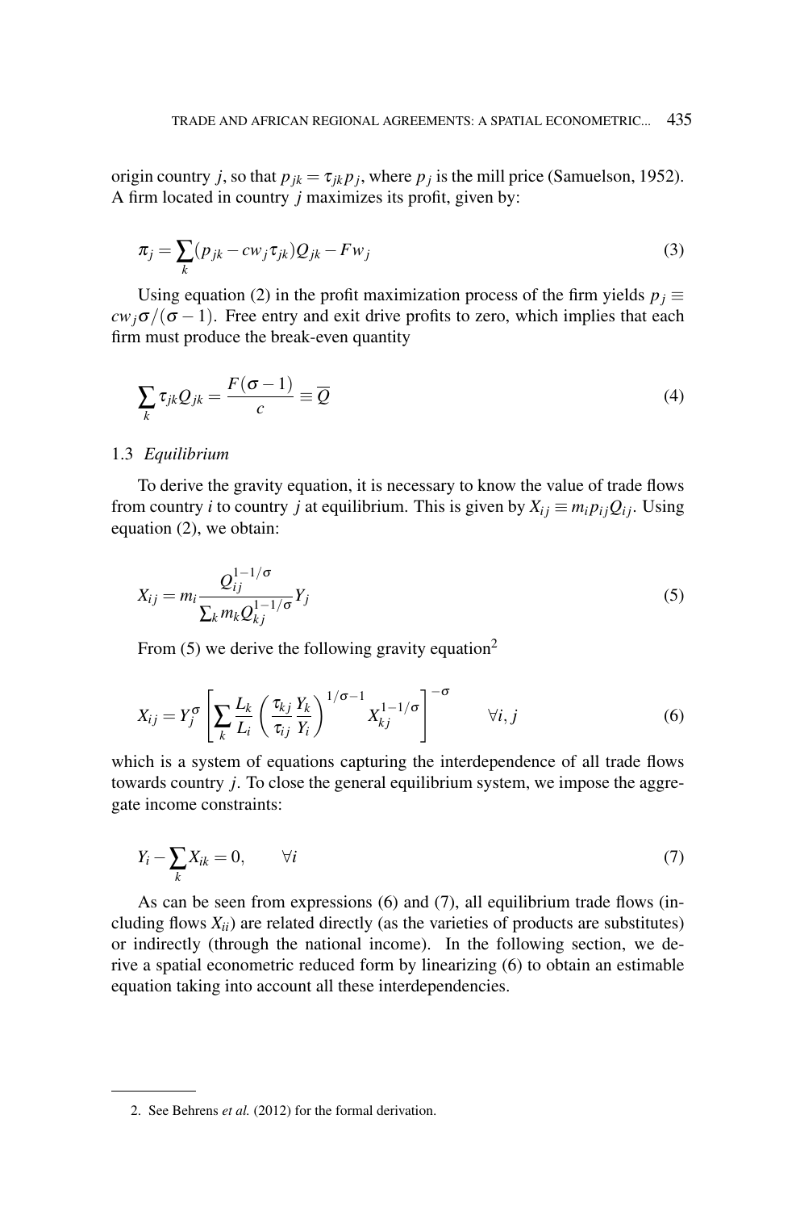origin country $j$, so that $p_{jk} = \tau_{jk} p_j$, where $p_j$ is the mill price (Samuelson, 1952). A firm located in country $j$ maximizes its profit, given by:

$$\pi_j = \sum_k (p_{jk} - cw_j \tau_{jk}) Q_{jk} - Fw_j \tag{3}$$

Using equation (2) in the profit maximization process of the firm yields $p_j \equiv cw_j \sigma/(\sigma - 1)$. Free entry and exit drive profits to zero, which implies that each firm must produce the break-even quantity

$$\sum_k \tau_{jk} Q_{jk} = \frac{F(\sigma - 1)}{c} \equiv \overline{Q} \tag{4}$$

### 1.3 *Equilibrium*

To derive the gravity equation, it is necessary to know the value of trade flows from country $i$ to country $j$ at equilibrium. This is given by $X_{ij} \equiv m_i p_{ij} Q_{ij}$. Using equation (2), we obtain:

$$X_{ij} = m_i \frac{Q_{ij}^{1-1/\sigma}}{\sum_k m_k Q_{kj}^{1-1/\sigma}} Y_j \tag{5}$$

From (5) we derive the following gravity equation[2]

$$X_{ij} = Y_j^{\sigma} \left[ \sum_k \frac{L_k}{L_i} \left( \frac{\tau_{kj}}{\tau_{ij}} \frac{Y_k}{Y_i} \right)^{1/\sigma - 1} X_{kj}^{1-1/\sigma} \right]^{-\sigma} \qquad \forall i, j \tag{6}$$

which is a system of equations capturing the interdependence of all trade flows towards country $j$. To close the general equilibrium system, we impose the aggregate income constraints:

$$Y_i - \sum_k X_{ik} = 0, \qquad \forall i \tag{7}$$

As can be seen from expressions (6) and (7), all equilibrium trade flows (including flows $X_{ii}$) are related directly (as the varieties of products are substitutes) or indirectly (through the national income). In the following section, we derive a spatial econometric reduced form by linearizing (6) to obtain an estimable equation taking into account all these interdependencies.

2. See Behrens *et al.* (2012) for the formal derivation.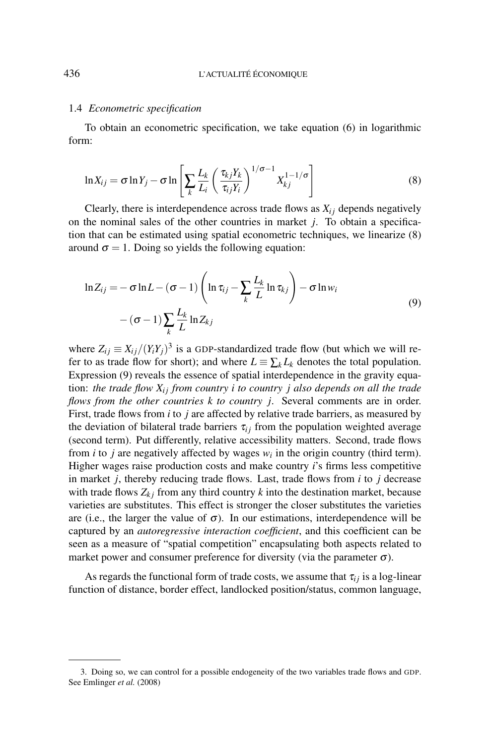### 1.4 *Econometric specification*

To obtain an econometric specification, we take equation (6) in logarithmic form:

$$\ln X_{ij} = \sigma \ln Y_j - \sigma \ln \left[ \sum_k \frac{L_k}{L_i} \left( \frac{\tau_{kj} Y_k}{\tau_{ij} Y_i} \right)^{1/\sigma - 1} X_{kj}^{1-1/\sigma} \right] \tag{8}$$

Clearly, there is interdependence across trade flows as $X_{ij}$ depends negatively on the nominal sales of the other countries in market $j$. To obtain a specification that can be estimated using spatial econometric techniques, we linearize (8) around $\sigma = 1$. Doing so yields the following equation:

$$\begin{aligned} \ln Z_{ij} = & -\sigma \ln L - (\sigma - 1) \left( \ln \tau_{ij} - \sum_k \frac{L_k}{L} \ln \tau_{kj} \right) - \sigma \ln w_i \\ & - (\sigma - 1) \sum_k \frac{L_k}{L} \ln Z_{kj} \end{aligned} \tag{9}$$

where $Z_{ij} \equiv X_{ij}/(Y_i Y_j)$[3] is a GDP-standardized trade flow (but which we will refer to as trade flow for short); and where $L \equiv \sum_k L_k$ denotes the total population. Expression (9) reveals the essence of spatial interdependence in the gravity equation: *the trade flow $X_{ij}$ from country $i$ to country $j$ also depends on all the trade flows from the other countries $k$ to country $j$*. Several comments are in order. First, trade flows from $i$ to $j$ are affected by relative trade barriers, as measured by the deviation of bilateral trade barriers $\tau_{ij}$ from the population weighted average (second term). Put differently, relative accessibility matters. Second, trade flows from $i$ to $j$ are negatively affected by wages $w_i$ in the origin country (third term). Higher wages raise production costs and make country $i$'s firms less competitive in market $j$, thereby reducing trade flows. Last, trade flows from $i$ to $j$ decrease with trade flows $Z_{kj}$ from any third country $k$ into the destination market, because varieties are substitutes. This effect is stronger the closer substitutes the varieties are (i.e., the larger the value of $\sigma$). In our estimations, interdependence will be captured by an *autoregressive interaction coefficient*, and this coefficient can be seen as a measure of "spatial competition" encapsulating both aspects related to market power and consumer preference for diversity (via the parameter $\sigma$).

As regards the functional form of trade costs, we assume that $\tau_{ij}$ is a log-linear function of distance, border effect, landlocked position/status, common language,

---

3. Doing so, we can control for a possible endogeneity of the two variables trade flows and GDP. See Emlinger *et al.* (2008)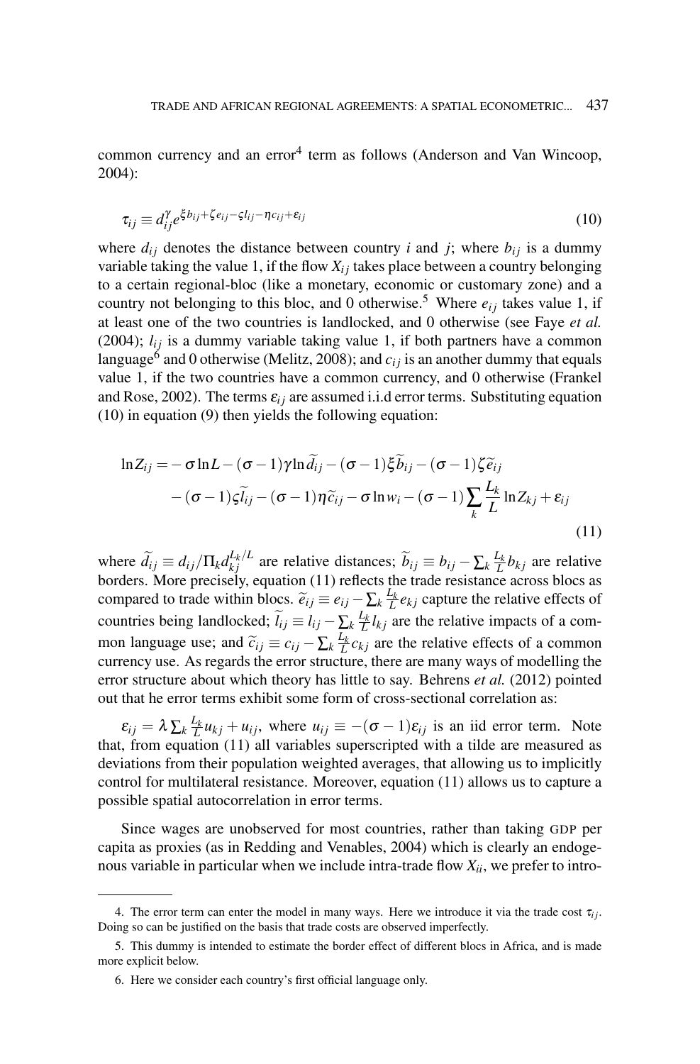common currency and an error[4] term as follows (Anderson and Van Wincoop, 2004):

$$\tau_{ij} \equiv d_{ij}^{\gamma} e^{\xi b_{ij} + \zeta e_{ij} - \varsigma l_{ij} - \eta c_{ij} + \varepsilon_{ij}} \tag{10}$$

where $d_{ij}$ denotes the distance between country $i$ and $j$; where $b_{ij}$ is a dummy variable taking the value 1, if the flow $X_{ij}$ takes place between a country belonging to a certain regional-bloc (like a monetary, economic or customary zone) and a country not belonging to this bloc, and 0 otherwise.[5] Where $e_{ij}$ takes value 1, if at least one of the two countries is landlocked, and 0 otherwise (see Faye *et al.* (2004); $l_{ij}$ is a dummy variable taking value 1, if both partners have a common language[6] and 0 otherwise (Melitz, 2008); and $c_{ij}$ is an another dummy that equals value 1, if the two countries have a common currency, and 0 otherwise (Frankel and Rose, 2002). The terms $\varepsilon_{ij}$ are assumed i.i.d error terms. Substituting equation (10) in equation (9) then yields the following equation:

$$\begin{aligned} \ln Z_{ij} = & -\sigma \ln L - (\sigma-1)\gamma \ln \widetilde{d}_{ij} - (\sigma-1)\xi \widetilde{b}_{ij} - (\sigma-1)\zeta \widetilde{e}_{ij} \\ & - (\sigma-1)\varsigma \widetilde{l}_{ij} - (\sigma-1)\eta \widetilde{c}_{ij} - \sigma \ln w_i - (\sigma-1)\sum_k \frac{L_k}{L} \ln Z_{kj} + \varepsilon_{ij} \end{aligned} \tag{11}$$

where $\widetilde{d}_{ij} \equiv d_{ij}/\Pi_k d_{kj}^{L_k/L}$ are relative distances; $\widetilde{b}_{ij} \equiv b_{ij} - \sum_k \frac{L_k}{L} b_{kj}$ are relative borders. More precisely, equation (11) reflects the trade resistance across blocs as compared to trade within blocs. $\widetilde{e}_{ij} \equiv e_{ij} - \sum_k \frac{L_k}{L} e_{kj}$ capture the relative effects of countries being landlocked; $\widetilde{l}_{ij} \equiv l_{ij} - \sum_k \frac{L_k}{L} l_{kj}$ are the relative impacts of a common language use; and $\widetilde{c}_{ij} \equiv c_{ij} - \sum_k \frac{L_k}{L} c_{kj}$ are the relative effects of a common currency use. As regards the error structure, there are many ways of modelling the error structure about which theory has little to say. Behrens *et al.* (2012) pointed out that he error terms exhibit some form of cross-sectional correlation as:

$\varepsilon_{ij} = \lambda \sum_k \frac{L_k}{L} u_{kj} + u_{ij}$, where $u_{ij} \equiv -(\sigma-1)\varepsilon_{ij}$ is an iid error term. Note that, from equation (11) all variables superscripted with a tilde are measured as deviations from their population weighted averages, that allowing us to implicitly control for multilateral resistance. Moreover, equation (11) allows us to capture a possible spatial autocorrelation in error terms.

Since wages are unobserved for most countries, rather than taking GDP per capita as proxies (as in Redding and Venables, 2004) which is clearly an endogenous variable in particular when we include intra-trade flow $X_{ii}$, we prefer to intro-

---

4. The error term can enter the model in many ways. Here we introduce it via the trade cost $\tau_{ij}$. Doing so can be justified on the basis that trade costs are observed imperfectly.

5. This dummy is intended to estimate the border effect of different blocs in Africa, and is made more explicit below.

6. Here we consider each country's first official language only.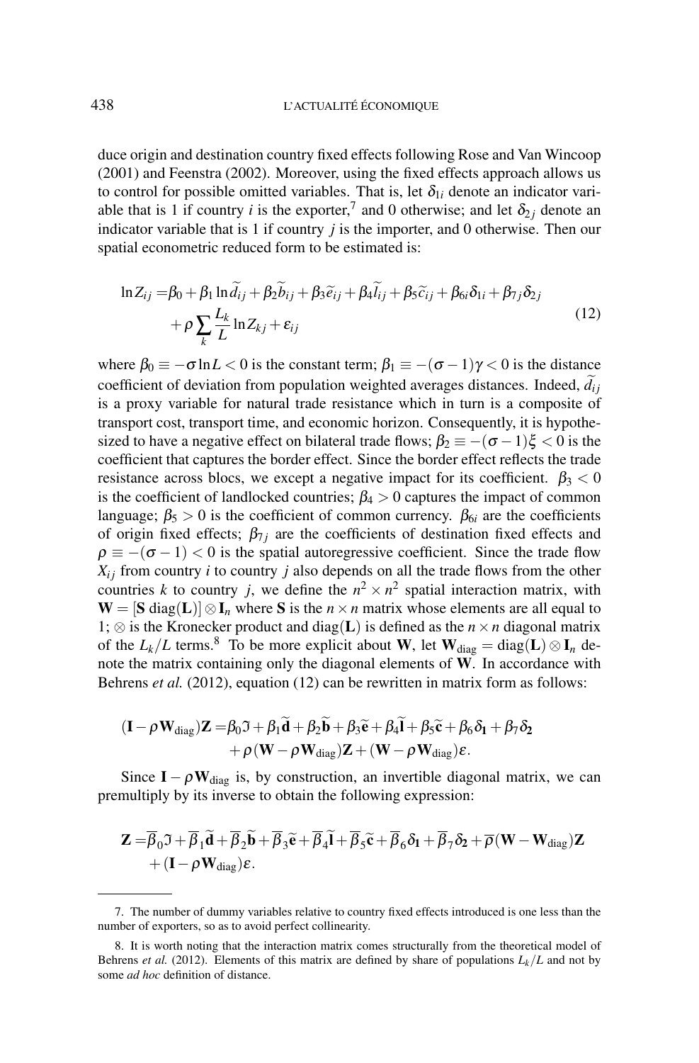duce origin and destination country fixed effects following Rose and Van Wincoop (2001) and Feenstra (2002). Moreover, using the fixed effects approach allows us to control for possible omitted variables. That is, let $\delta_{1i}$ denote an indicator variable that is 1 if country $i$ is the exporter,[7] and 0 otherwise; and let $\delta_{2j}$ denote an indicator variable that is 1 if country $j$ is the importer, and 0 otherwise. Then our spatial econometric reduced form to be estimated is:

$$
\begin{aligned}
\ln Z_{ij} = & \beta_0 + \beta_1 \ln \widetilde{d}_{ij} + \beta_2 \widetilde{b}_{ij} + \beta_3 \widetilde{e}_{ij} + \beta_4 \widetilde{l}_{ij} + \beta_5 \widetilde{c}_{ij} + \beta_{6i} \delta_{1i} + \beta_{7j} \delta_{2j} \\
& + \rho \sum_k \frac{L_k}{L} \ln Z_{kj} + \varepsilon_{ij}
\end{aligned}
\tag{12}
$$

where $\beta_0 \equiv -\sigma \ln L < 0$ is the constant term; $\beta_1 \equiv -(\sigma - 1)\gamma < 0$ is the distance coefficient of deviation from population weighted averages distances. Indeed, $\widetilde{d}_{ij}$ is a proxy variable for natural trade resistance which in turn is a composite of transport cost, transport time, and economic horizon. Consequently, it is hypothesized to have a negative effect on bilateral trade flows; $\beta_2 \equiv -(\sigma - 1)\xi < 0$ is the coefficient that captures the border effect. Since the border effect reflects the trade resistance across blocs, we except a negative impact for its coefficient. $\beta_3 < 0$ is the coefficient of landlocked countries; $\beta_4 > 0$ captures the impact of common language; $\beta_5 > 0$ is the coefficient of common currency. $\beta_{6i}$ are the coefficients of origin fixed effects; $\beta_{7j}$ are the coefficients of destination fixed effects and $\rho \equiv -(\sigma - 1) < 0$ is the spatial autoregressive coefficient. Since the trade flow $X_{ij}$ from country $i$ to country $j$ also depends on all the trade flows from the other countries $k$ to country $j$, we define the $n^2 \times n^2$ spatial interaction matrix, with $\mathbf{W} = [\mathbf{S}\,\mathrm{diag}(\mathbf{L})] \otimes \mathbf{I}_n$ where $\mathbf{S}$ is the $n \times n$ matrix whose elements are all equal to 1; $\otimes$ is the Kronecker product and $\mathrm{diag}(\mathbf{L})$ is defined as the $n \times n$ diagonal matrix of the $L_k/L$ terms.[8] To be more explicit about $\mathbf{W}$, let $\mathbf{W}_{\mathrm{diag}} = \mathrm{diag}(\mathbf{L}) \otimes \mathbf{I}_n$ denote the matrix containing only the diagonal elements of $\mathbf{W}$. In accordance with Behrens *et al.* (2012), equation (12) can be rewritten in matrix form as follows:

$$
\begin{aligned}
(\mathbf{I} - \rho \mathbf{W}_{\mathrm{diag}})\mathbf{Z} = & \beta_0 \Im + \beta_1 \widetilde{\mathbf{d}} + \beta_2 \widetilde{\mathbf{b}} + \beta_3 \widetilde{\mathbf{e}} + \beta_4 \widetilde{\mathbf{l}} + \beta_5 \widetilde{\mathbf{c}} + \beta_6 \boldsymbol{\delta}_1 + \beta_7 \boldsymbol{\delta}_2 \\
& + \rho(\mathbf{W} - \rho \mathbf{W}_{\mathrm{diag}})\mathbf{Z} + (\mathbf{W} - \rho \mathbf{W}_{\mathrm{diag}})\varepsilon.
\end{aligned}
$$

Since $\mathbf{I} - \rho \mathbf{W}_{\mathrm{diag}}$ is, by construction, an invertible diagonal matrix, we can premultiply by its inverse to obtain the following expression:

$$
\begin{aligned}
\mathbf{Z} = & \overline{\beta}_0 \Im + \overline{\beta}_1 \widetilde{\mathbf{d}} + \overline{\beta}_2 \widetilde{\mathbf{b}} + \overline{\beta}_3 \widetilde{\mathbf{e}} + \overline{\beta}_4 \widetilde{\mathbf{l}} + \overline{\beta}_5 \widetilde{\mathbf{c}} + \overline{\beta}_6 \boldsymbol{\delta}_1 + \overline{\beta}_7 \boldsymbol{\delta}_2 + \overline{\rho}(\mathbf{W} - \mathbf{W}_{\mathrm{diag}})\mathbf{Z} \\
& + (\mathbf{I} - \rho \mathbf{W}_{\mathrm{diag}})\varepsilon.
\end{aligned}
$$

---

7. The number of dummy variables relative to country fixed effects introduced is one less than the number of exporters, so as to avoid perfect collinearity.

8. It is worth noting that the interaction matrix comes structurally from the theoretical model of Behrens *et al.* (2012). Elements of this matrix are defined by share of populations $L_k/L$ and not by some *ad hoc* definition of distance.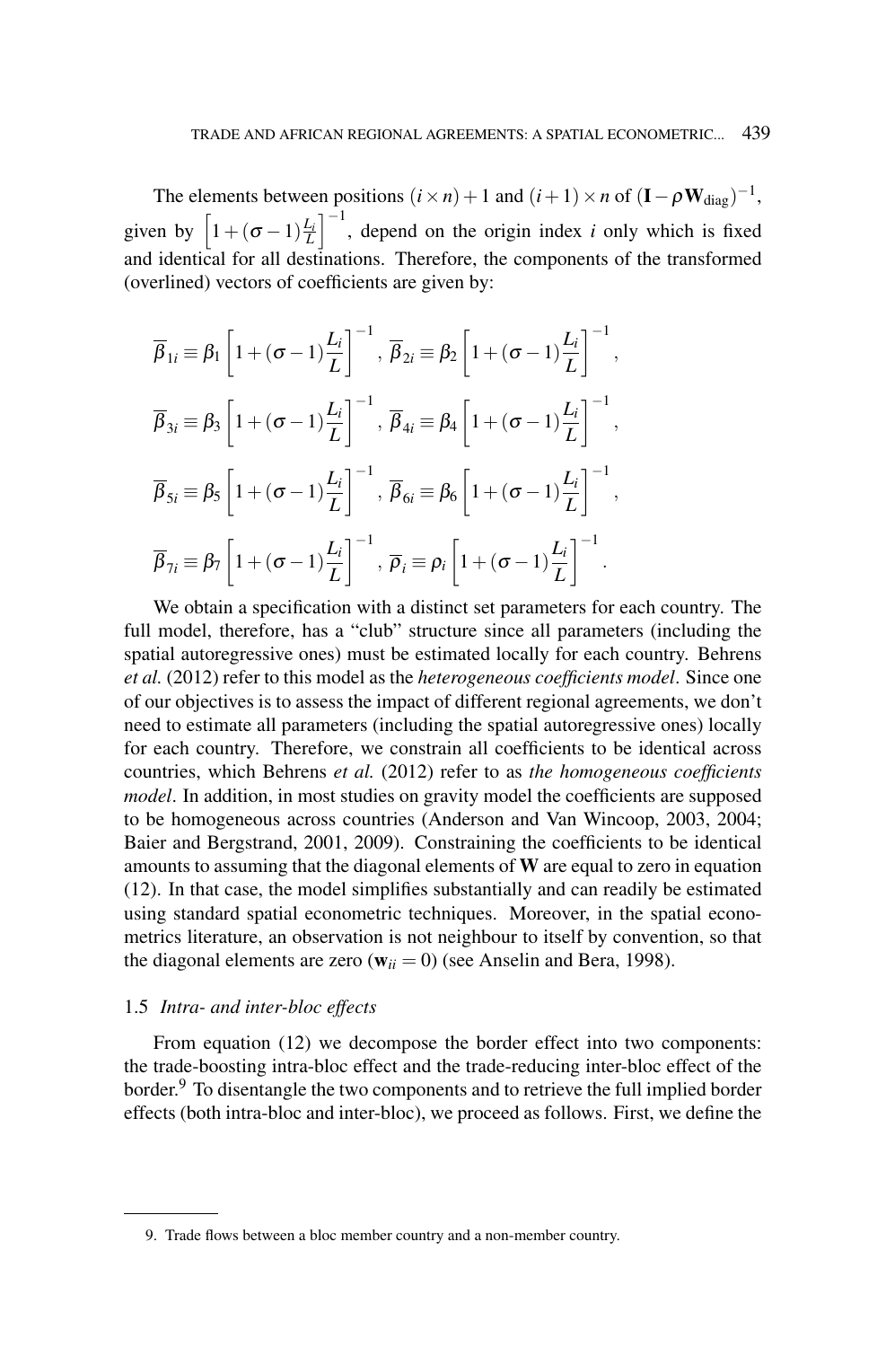The elements between positions $(i \times n)+1$ and $(i+1) \times n$ of $(\mathbf{I}-\rho\mathbf{W}_{\text{diag}})^{-1}$, given by $\left[1+(\sigma-1)\frac{L_i}{L}\right]^{-1}$, depend on the origin index $i$ only which is fixed and identical for all destinations. Therefore, the components of the transformed (overlined) vectors of coefficients are given by:

$$\overline{\beta}_{1i} \equiv \beta_1 \left[1+(\sigma-1)\frac{L_i}{L}\right]^{-1},\ \overline{\beta}_{2i} \equiv \beta_2 \left[1+(\sigma-1)\frac{L_i}{L}\right]^{-1},$$

$$\overline{\beta}_{3i} \equiv \beta_3 \left[1+(\sigma-1)\frac{L_i}{L}\right]^{-1},\ \overline{\beta}_{4i} \equiv \beta_4 \left[1+(\sigma-1)\frac{L_i}{L}\right]^{-1},$$

$$\overline{\beta}_{5i} \equiv \beta_5 \left[1+(\sigma-1)\frac{L_i}{L}\right]^{-1},\ \overline{\beta}_{6i} \equiv \beta_6 \left[1+(\sigma-1)\frac{L_i}{L}\right]^{-1},$$

$$\overline{\beta}_{7i} \equiv \beta_7 \left[1+(\sigma-1)\frac{L_i}{L}\right]^{-1},\ \overline{\rho}_{i} \equiv \rho_i \left[1+(\sigma-1)\frac{L_i}{L}\right]^{-1}.$$

We obtain a specification with a distinct set parameters for each country. The full model, therefore, has a "club" structure since all parameters (including the spatial autoregressive ones) must be estimated locally for each country. Behrens *et al.* (2012) refer to this model as the *heterogeneous coefficients model*. Since one of our objectives is to assess the impact of different regional agreements, we don't need to estimate all parameters (including the spatial autoregressive ones) locally for each country. Therefore, we constrain all coefficients to be identical across countries, which Behrens *et al.* (2012) refer to as *the homogeneous coefficients model*. In addition, in most studies on gravity model the coefficients are supposed to be homogeneous across countries (Anderson and Van Wincoop, 2003, 2004; Baier and Bergstrand, 2001, 2009). Constraining the coefficients to be identical amounts to assuming that the diagonal elements of $\mathbf{W}$ are equal to zero in equation (12). In that case, the model simplifies substantially and can readily be estimated using standard spatial econometric techniques. Moreover, in the spatial econometrics literature, an observation is not neighbour to itself by convention, so that the diagonal elements are zero ($\mathbf{w}_{ii}=0$) (see Anselin and Bera, 1998).

### 1.5 *Intra- and inter-bloc effects*

From equation (12) we decompose the border effect into two components: the trade-boosting intra-bloc effect and the trade-reducing inter-bloc effect of the border.[9] To disentangle the two components and to retrieve the full implied border effects (both intra-bloc and inter-bloc), we proceed as follows. First, we define the

9. Trade flows between a bloc member country and a non-member country.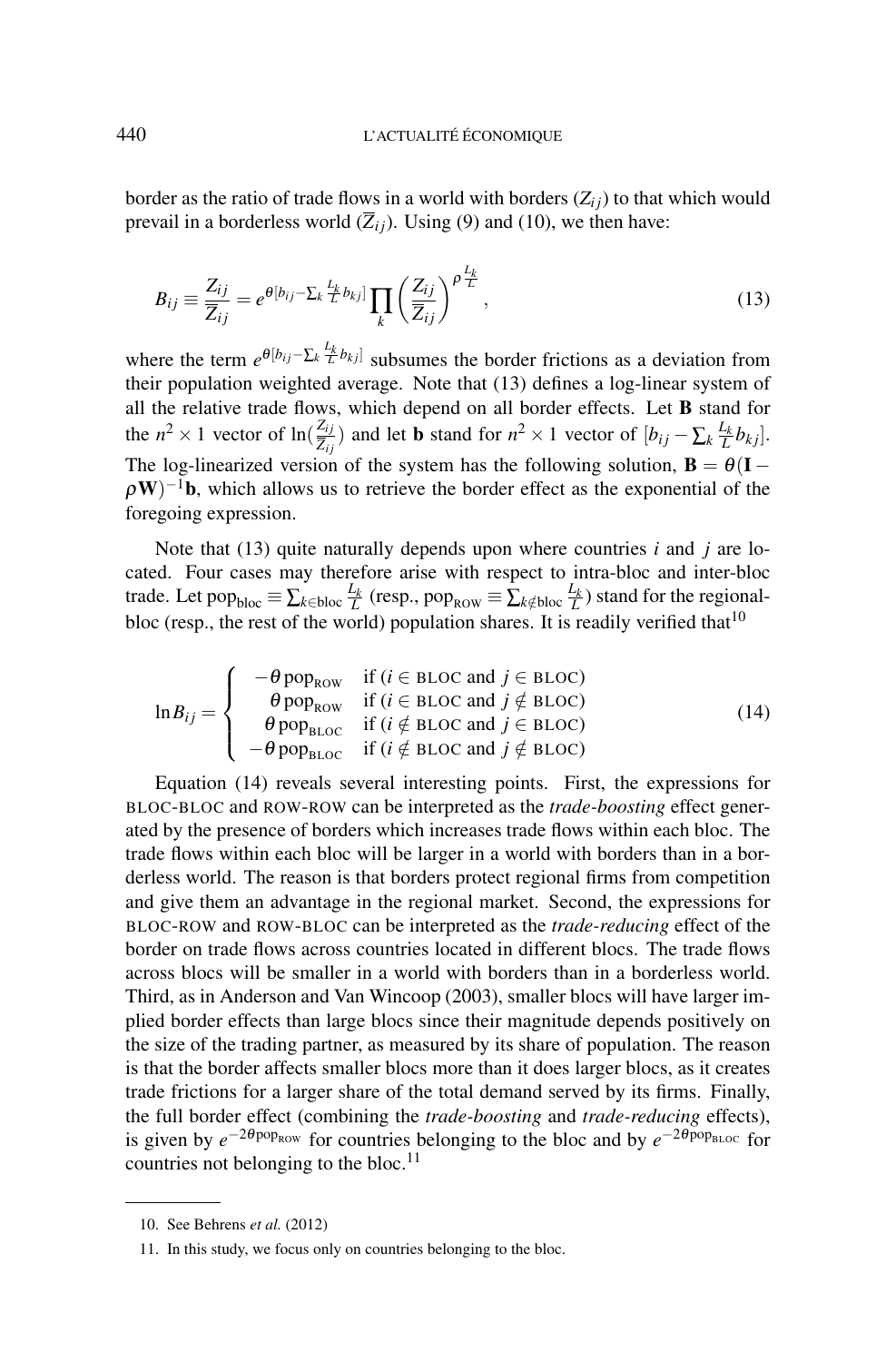border as the ratio of trade flows in a world with borders ($Z_{ij}$) to that which would prevail in a borderless world ($\overline{Z}_{ij}$). Using (9) and (10), we then have:

$$B_{ij} \equiv \frac{Z_{ij}}{\overline{Z}_{ij}} = e^{\theta[b_{ij} - \sum_k \frac{L_k}{L} b_{kj}]} \prod_k \left( \frac{Z_{ij}}{\overline{Z}_{ij}} \right)^{\rho \frac{L_k}{L}}, \tag{13}$$

where the term $e^{\theta[b_{ij} - \sum_k \frac{L_k}{L} b_{kj}]}$ subsumes the border frictions as a deviation from their population weighted average. Note that (13) defines a log-linear system of all the relative trade flows, which depend on all border effects. Let $\mathbf{B}$ stand for the $n^2 \times 1$ vector of $\ln(\frac{Z_{ij}}{\overline{Z}_{ij}})$ and let $\mathbf{b}$ stand for $n^2 \times 1$ vector of $[b_{ij} - \sum_k \frac{L_k}{L} b_{kj}]$. The log-linearized version of the system has the following solution, $\mathbf{B} = \theta(\mathbf{I} - \rho\mathbf{W})^{-1}\mathbf{b}$, which allows us to retrieve the border effect as the exponential of the foregoing expression.

Note that (13) quite naturally depends upon where countries $i$ and $j$ are located. Four cases may therefore arise with respect to intra-bloc and inter-bloc trade. Let $\text{pop}_{\text{bloc}} \equiv \sum_{k \in \text{bloc}} \frac{L_k}{L}$ (resp., $\text{pop}_{\text{ROW}} \equiv \sum_{k \notin \text{bloc}} \frac{L_k}{L}$) stand for the regional-bloc (resp., the rest of the world) population shares. It is readily verified that[10]

$$\ln B_{ij} = \begin{cases} -\theta \, \text{pop}_{\text{ROW}} & \text{if } (i \in \text{BLOC and } j \in \text{BLOC}) \\ \theta \, \text{pop}_{\text{ROW}} & \text{if } (i \in \text{BLOC and } j \notin \text{BLOC}) \\ \theta \, \text{pop}_{\text{BLOC}} & \text{if } (i \notin \text{BLOC and } j \in \text{BLOC}) \\ -\theta \, \text{pop}_{\text{BLOC}} & \text{if } (i \notin \text{BLOC and } j \notin \text{BLOC}) \end{cases} \tag{14}$$

Equation (14) reveals several interesting points. First, the expressions for BLOC-BLOC and ROW-ROW can be interpreted as the *trade-boosting* effect generated by the presence of borders which increases trade flows within each bloc. The trade flows within each bloc will be larger in a world with borders than in a borderless world. The reason is that borders protect regional firms from competition and give them an advantage in the regional market. Second, the expressions for BLOC-ROW and ROW-BLOC can be interpreted as the *trade-reducing* effect of the border on trade flows across countries located in different blocs. The trade flows across blocs will be smaller in a world with borders than in a borderless world. Third, as in Anderson and Van Wincoop (2003), smaller blocs will have larger implied border effects than large blocs since their magnitude depends positively on the size of the trading partner, as measured by its share of population. The reason is that the border affects smaller blocs more than it does larger blocs, as it creates trade frictions for a larger share of the total demand served by its firms. Finally, the full border effect (combining the *trade-boosting* and *trade-reducing* effects), is given by $e^{-2\theta \text{pop}_{\text{ROW}}}$ for countries belonging to the bloc and by $e^{-2\theta \text{pop}_{\text{BLOC}}}$ for countries not belonging to the bloc.[11]

10. See Behrens *et al.* (2012)

11. In this study, we focus only on countries belonging to the bloc.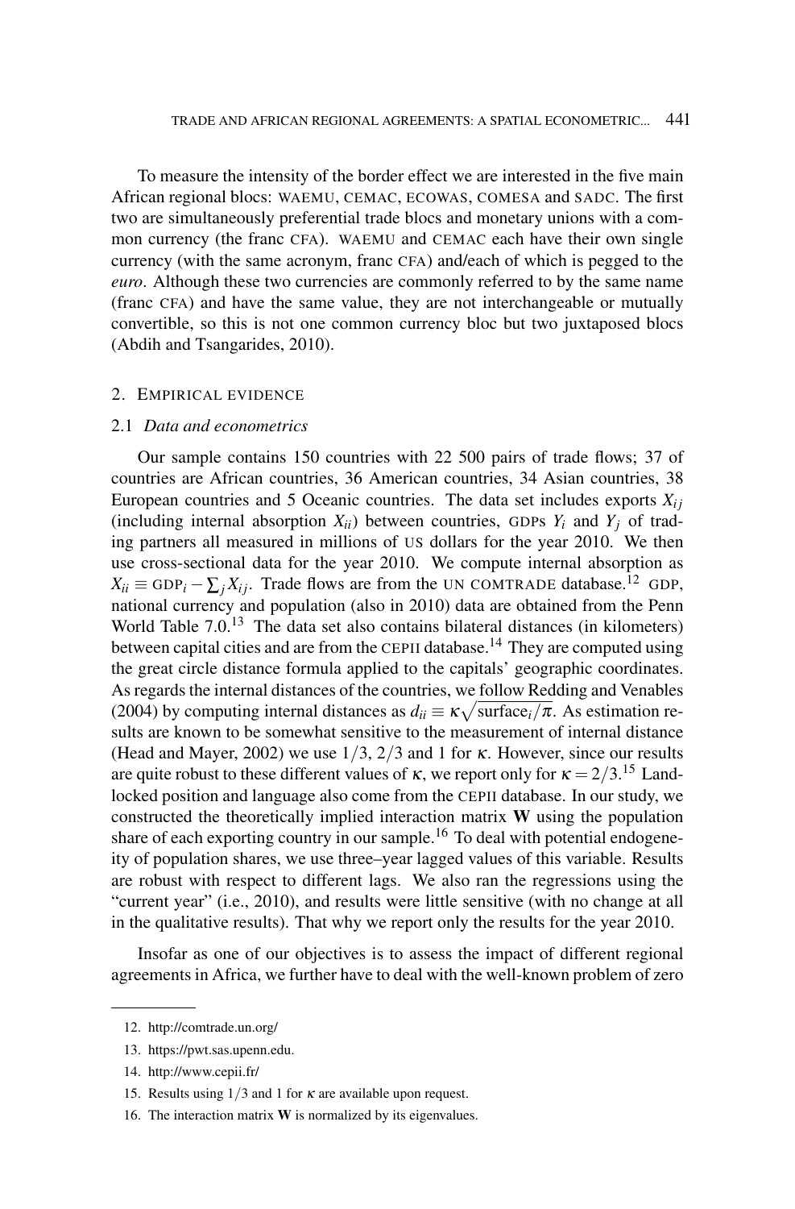To measure the intensity of the border effect we are interested in the five main African regional blocs: WAEMU, CEMAC, ECOWAS, COMESA and SADC. The first two are simultaneously preferential trade blocs and monetary unions with a common currency (the franc CFA). WAEMU and CEMAC each have their own single currency (with the same acronym, franc CFA) and/each of which is pegged to the *euro*. Although these two currencies are commonly referred to by the same name (franc CFA) and have the same value, they are not interchangeable or mutually convertible, so this is not one common currency bloc but two juxtaposed blocs (Abdih and Tsangarides, 2010).

## 2. Empirical evidence

### 2.1 *Data and econometrics*

Our sample contains 150 countries with 22 500 pairs of trade flows; 37 of countries are African countries, 36 American countries, 34 Asian countries, 38 European countries and 5 Oceanic countries. The data set includes exports $X_{ij}$ (including internal absorption $X_{ii}$) between countries, GDPs $Y_i$ and $Y_j$ of trading partners all measured in millions of US dollars for the year 2010. We then use cross-sectional data for the year 2010. We compute internal absorption as $X_{ii} \equiv \text{GDP}_i - \sum_j X_{ij}$. Trade flows are from the UN COMTRADE database.[12] GDP, national currency and population (also in 2010) data are obtained from the Penn World Table 7.0.[13] The data set also contains bilateral distances (in kilometers) between capital cities and are from the CEPII database.[14] They are computed using the great circle distance formula applied to the capitals' geographic coordinates. As regards the internal distances of the countries, we follow Redding and Venables (2004) by computing internal distances as $d_{ii} \equiv \kappa\sqrt{\text{surface}_i/\pi}$. As estimation results are known to be somewhat sensitive to the measurement of internal distance (Head and Mayer, 2002) we use $1/3$, $2/3$ and 1 for $\kappa$. However, since our results are quite robust to these different values of $\kappa$, we report only for $\kappa = 2/3$.[15] Landlocked position and language also come from the CEPII database. In our study, we constructed the theoretically implied interaction matrix $\mathbf{W}$ using the population share of each exporting country in our sample.[16] To deal with potential endogeneity of population shares, we use three–year lagged values of this variable. Results are robust with respect to different lags. We also ran the regressions using the "current year" (i.e., 2010), and results were little sensitive (with no change at all in the qualitative results). That why we report only the results for the year 2010.

Insofar as one of our objectives is to assess the impact of different regional agreements in Africa, we further have to deal with the well-known problem of zero

12. http://comtrade.un.org/

13. https://pwt.sas.upenn.edu.

14. http://www.cepii.fr/

15. Results using $1/3$ and 1 for $\kappa$ are available upon request.

16. The interaction matrix $\mathbf{W}$ is normalized by its eigenvalues.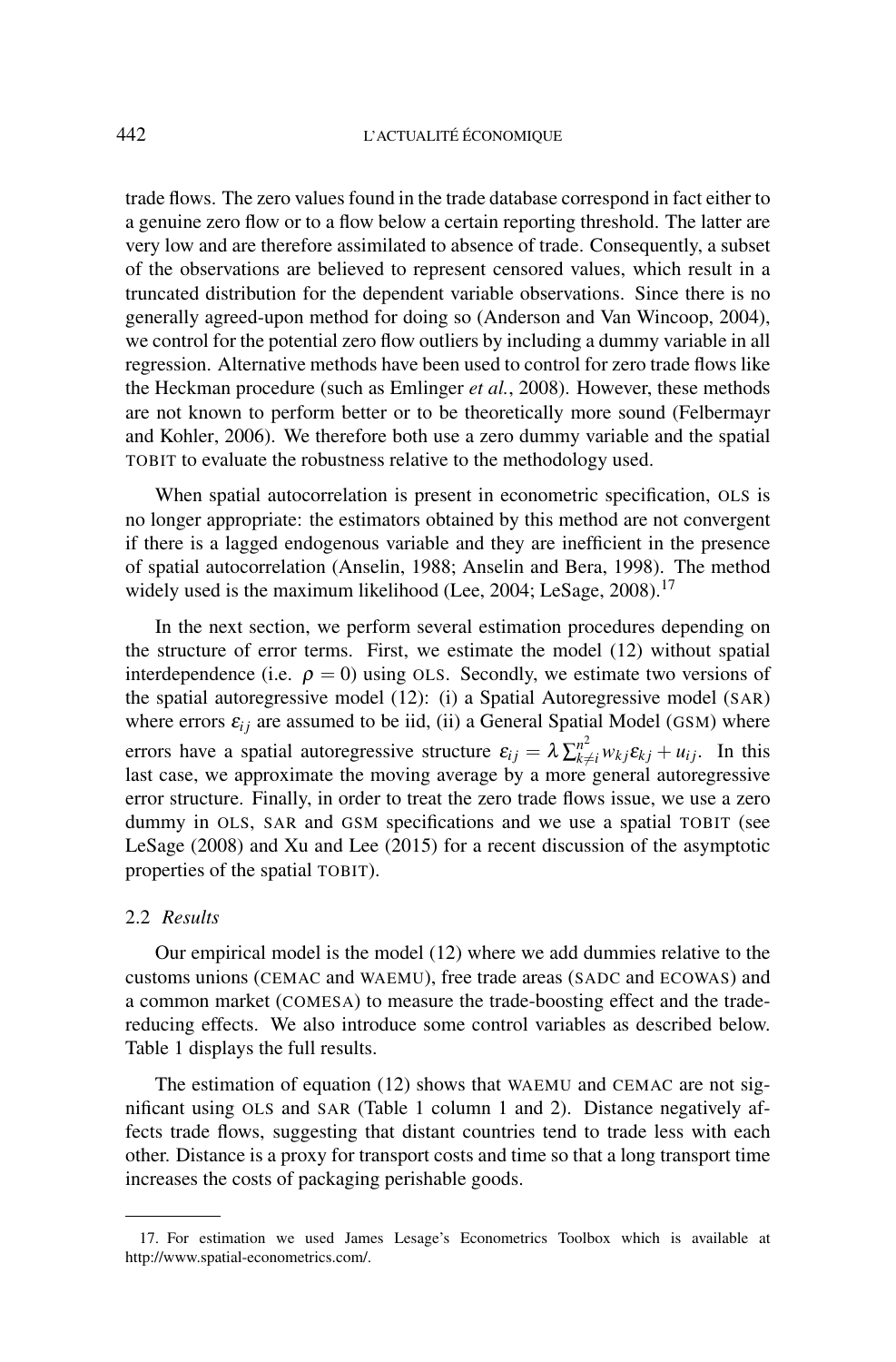trade flows. The zero values found in the trade database correspond in fact either to a genuine zero flow or to a flow below a certain reporting threshold. The latter are very low and are therefore assimilated to absence of trade. Consequently, a subset of the observations are believed to represent censored values, which result in a truncated distribution for the dependent variable observations. Since there is no generally agreed-upon method for doing so (Anderson and Van Wincoop, 2004), we control for the potential zero flow outliers by including a dummy variable in all regression. Alternative methods have been used to control for zero trade flows like the Heckman procedure (such as Emlinger *et al.*, 2008). However, these methods are not known to perform better or to be theoretically more sound (Felbermayr and Kohler, 2006). We therefore both use a zero dummy variable and the spatial TOBIT to evaluate the robustness relative to the methodology used.

When spatial autocorrelation is present in econometric specification, OLS is no longer appropriate: the estimators obtained by this method are not convergent if there is a lagged endogenous variable and they are inefficient in the presence of spatial autocorrelation (Anselin, 1988; Anselin and Bera, 1998). The method widely used is the maximum likelihood (Lee, 2004; LeSage, 2008).[17]

In the next section, we perform several estimation procedures depending on the structure of error terms. First, we estimate the model (12) without spatial interdependence (i.e. $\rho = 0$) using OLS. Secondly, we estimate two versions of the spatial autoregressive model (12): (i) a Spatial Autoregressive model (SAR) where errors $\varepsilon_{ij}$ are assumed to be iid, (ii) a General Spatial Model (GSM) where errors have a spatial autoregressive structure $\varepsilon_{ij} = \lambda \sum_{k \neq i}^{n^2} w_{kj} \varepsilon_{kj} + u_{ij}$. In this last case, we approximate the moving average by a more general autoregressive error structure. Finally, in order to treat the zero trade flows issue, we use a zero dummy in OLS, SAR and GSM specifications and we use a spatial TOBIT (see LeSage (2008) and Xu and Lee (2015) for a recent discussion of the asymptotic properties of the spatial TOBIT).

### 2.2 *Results*

Our empirical model is the model (12) where we add dummies relative to the customs unions (CEMAC and WAEMU), free trade areas (SADC and ECOWAS) and a common market (COMESA) to measure the trade-boosting effect and the trade-reducing effects. We also introduce some control variables as described below. Table 1 displays the full results.

The estimation of equation (12) shows that WAEMU and CEMAC are not significant using OLS and SAR (Table 1 column 1 and 2). Distance negatively affects trade flows, suggesting that distant countries tend to trade less with each other. Distance is a proxy for transport costs and time so that a long transport time increases the costs of packaging perishable goods.

---

17. For estimation we used James Lesage's Econometrics Toolbox which is available at http://www.spatial-econometrics.com/.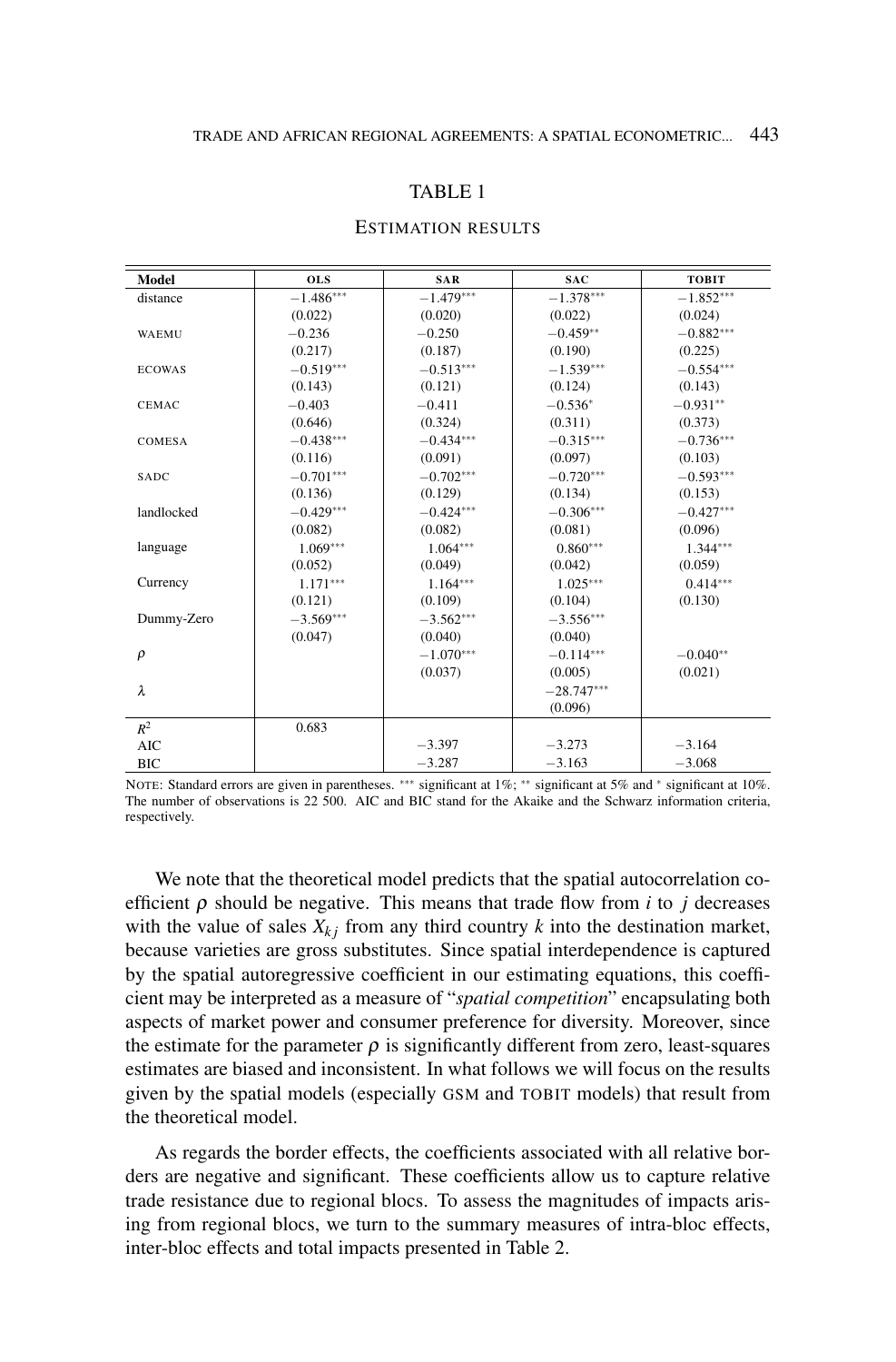TABLE 1

ESTIMATION RESULTS

| Model | OLS | SAR | SAC | TOBIT |
|---|---|---|---|---|
| distance | $-1.486^{***}$ | $-1.479^{***}$ | $-1.378^{***}$ | $-1.852^{***}$ |
| | (0.022) | (0.020) | (0.022) | (0.024) |
| WAEMU | $-0.236$ | $-0.250$ | $-0.459^{**}$ | $-0.882^{***}$ |
| | (0.217) | (0.187) | (0.190) | (0.225) |
| ECOWAS | $-0.519^{***}$ | $-0.513^{***}$ | $-1.539^{***}$ | $-0.554^{***}$ |
| | (0.143) | (0.121) | (0.124) | (0.143) |
| CEMAC | $-0.403$ | $-0.411$ | $-0.536^{*}$ | $-0.931^{**}$ |
| | (0.646) | (0.324) | (0.311) | (0.373) |
| COMESA | $-0.438^{***}$ | $-0.434^{***}$ | $-0.315^{***}$ | $-0.736^{***}$ |
| | (0.116) | (0.091) | (0.097) | (0.103) |
| SADC | $-0.701^{***}$ | $-0.702^{***}$ | $-0.720^{***}$ | $-0.593^{***}$ |
| | (0.136) | (0.129) | (0.134) | (0.153) |
| landlocked | $-0.429^{***}$ | $-0.424^{***}$ | $-0.306^{***}$ | $-0.427^{***}$ |
| | (0.082) | (0.082) | (0.081) | (0.096) |
| language | $1.069^{***}$ | $1.064^{***}$ | $0.860^{***}$ | $1.344^{***}$ |
| | (0.052) | (0.049) | (0.042) | (0.059) |
| Currency | $1.171^{***}$ | $1.164^{***}$ | $1.025^{***}$ | $0.414^{***}$ |
| | (0.121) | (0.109) | (0.104) | (0.130) |
| Dummy-Zero | $-3.569^{***}$ | $-3.562^{***}$ | $-3.556^{***}$ | |
| | (0.047) | (0.040) | (0.040) | |
| $\rho$ | | $-1.070^{***}$ | $-0.114^{***}$ | $-0.040^{**}$ |
| | | (0.037) | (0.005) | (0.021) |
| $\lambda$ | | | $-28.747^{***}$ | |
| | | | (0.096) | |
| $R^2$ | 0.683 | | | |
| AIC | | $-3.397$ | $-3.273$ | $-3.164$ |
| BIC | | $-3.287$ | $-3.163$ | $-3.068$ |

NOTE: Standard errors are given in parentheses. *** significant at 1%; ** significant at 5% and * significant at 10%. The number of observations is 22 500. AIC and BIC stand for the Akaike and the Schwarz information criteria, respectively.

We note that the theoretical model predicts that the spatial autocorrelation coefficient $\rho$ should be negative. This means that trade flow from $i$ to $j$ decreases with the value of sales $X_{kj}$ from any third country $k$ into the destination market, because varieties are gross substitutes. Since spatial interdependence is captured by the spatial autoregressive coefficient in our estimating equations, this coefficient may be interpreted as a measure of "*spatial competition*" encapsulating both aspects of market power and consumer preference for diversity. Moreover, since the estimate for the parameter $\rho$ is significantly different from zero, least-squares estimates are biased and inconsistent. In what follows we will focus on the results given by the spatial models (especially GSM and TOBIT models) that result from the theoretical model.

As regards the border effects, the coefficients associated with all relative borders are negative and significant. These coefficients allow us to capture relative trade resistance due to regional blocs. To assess the magnitudes of impacts arising from regional blocs, we turn to the summary measures of intra-bloc effects, inter-bloc effects and total impacts presented in Table 2.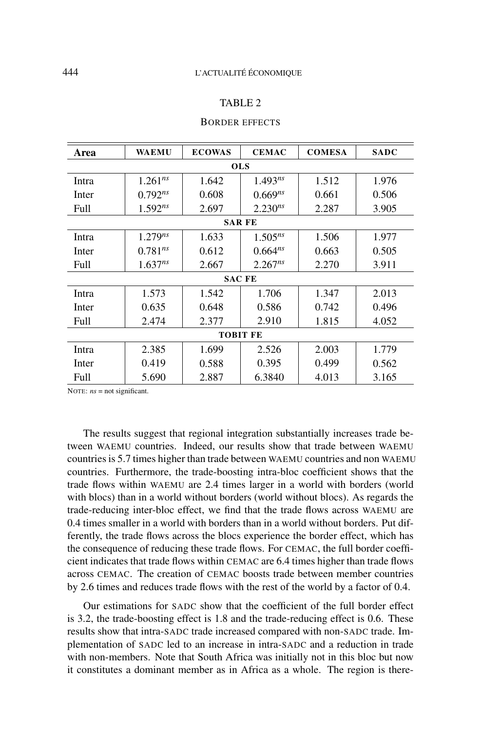TABLE 2

BORDER EFFECTS

| Area | WAEMU | ECOWAS | CEMAC | COMESA | SADC |
|---|---|---|---|---|---|
| **OLS** | | | | | |
| Intra | $1.261^{ns}$ | 1.642 | $1.493^{ns}$ | 1.512 | 1.976 |
| Inter | $0.792^{ns}$ | 0.608 | $0.669^{ns}$ | 0.661 | 0.506 |
| Full | $1.592^{ns}$ | 2.697 | $2.230^{ns}$ | 2.287 | 3.905 |
| **SAR FE** | | | | | |
| Intra | $1.279^{ns}$ | 1.633 | $1.505^{ns}$ | 1.506 | 1.977 |
| Inter | $0.781^{ns}$ | 0.612 | $0.664^{ns}$ | 0.663 | 0.505 |
| Full | $1.637^{ns}$ | 2.667 | $2.267^{ns}$ | 2.270 | 3.911 |
| **SAC FE** | | | | | |
| Intra | 1.573 | 1.542 | 1.706 | 1.347 | 2.013 |
| Inter | 0.635 | 0.648 | 0.586 | 0.742 | 0.496 |
| Full | 2.474 | 2.377 | 2.910 | 1.815 | 4.052 |
| **TOBIT FE** | | | | | |
| Intra | 2.385 | 1.699 | 2.526 | 2.003 | 1.779 |
| Inter | 0.419 | 0.588 | 0.395 | 0.499 | 0.562 |
| Full | 5.690 | 2.887 | 6.3840 | 4.013 | 3.165 |

NOTE: *ns* = not significant.

The results suggest that regional integration substantially increases trade between WAEMU countries. Indeed, our results show that trade between WAEMU countries is 5.7 times higher than trade between WAEMU countries and non WAEMU countries. Furthermore, the trade-boosting intra-bloc coefficient shows that the trade flows within WAEMU are 2.4 times larger in a world with borders (world with blocs) than in a world without borders (world without blocs). As regards the trade-reducing inter-bloc effect, we find that the trade flows across WAEMU are 0.4 times smaller in a world with borders than in a world without borders. Put differently, the trade flows across the blocs experience the border effect, which has the consequence of reducing these trade flows. For CEMAC, the full border coefficient indicates that trade flows within CEMAC are 6.4 times higher than trade flows across CEMAC. The creation of CEMAC boosts trade between member countries by 2.6 times and reduces trade flows with the rest of the world by a factor of 0.4.

Our estimations for SADC show that the coefficient of the full border effect is 3.2, the trade-boosting effect is 1.8 and the trade-reducing effect is 0.6. These results show that intra-SADC trade increased compared with non-SADC trade. Implementation of SADC led to an increase in intra-SADC and a reduction in trade with non-members. Note that South Africa was initially not in this bloc but now it constitutes a dominant member as in Africa as a whole. The region is there-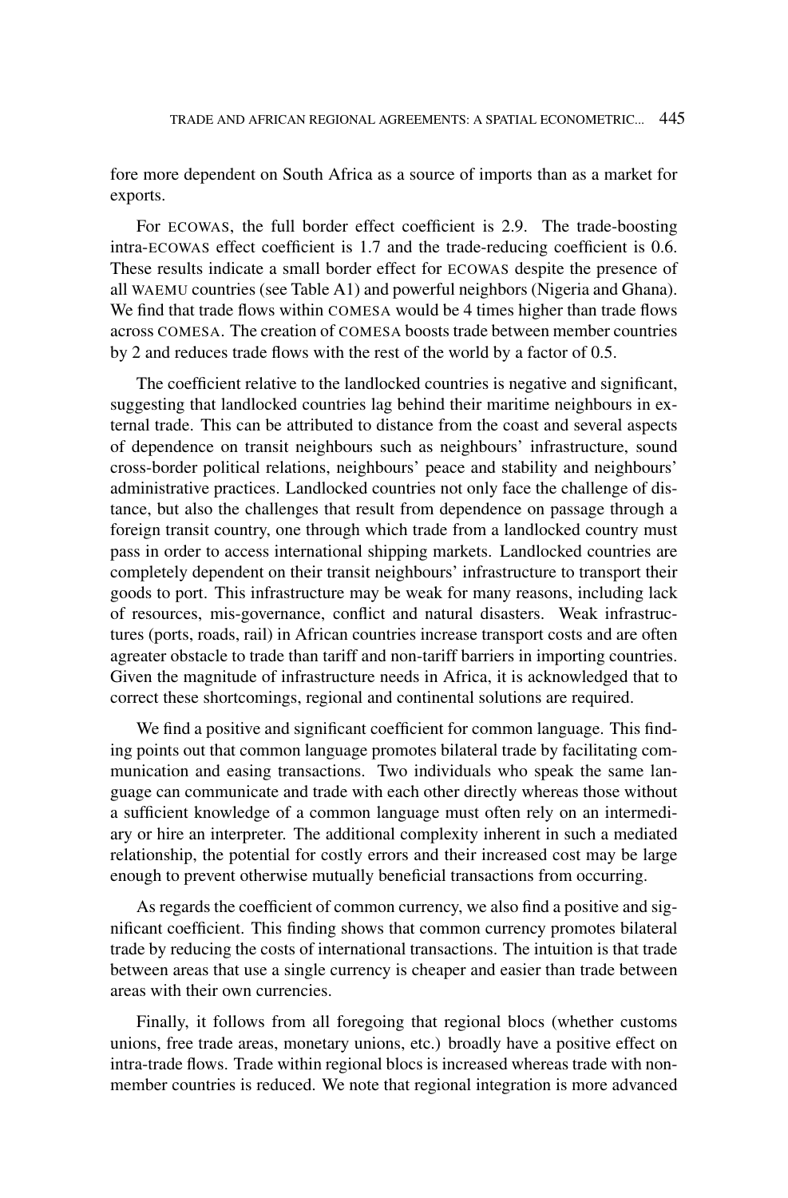fore more dependent on South Africa as a source of imports than as a market for exports.

For ECOWAS, the full border effect coefficient is 2.9. The trade-boosting intra-ECOWAS effect coefficient is 1.7 and the trade-reducing coefficient is 0.6. These results indicate a small border effect for ECOWAS despite the presence of all WAEMU countries (see Table A1) and powerful neighbors (Nigeria and Ghana). We find that trade flows within COMESA would be 4 times higher than trade flows across COMESA. The creation of COMESA boosts trade between member countries by 2 and reduces trade flows with the rest of the world by a factor of 0.5.

The coefficient relative to the landlocked countries is negative and significant, suggesting that landlocked countries lag behind their maritime neighbours in external trade. This can be attributed to distance from the coast and several aspects of dependence on transit neighbours such as neighbours' infrastructure, sound cross-border political relations, neighbours' peace and stability and neighbours' administrative practices. Landlocked countries not only face the challenge of distance, but also the challenges that result from dependence on passage through a foreign transit country, one through which trade from a landlocked country must pass in order to access international shipping markets. Landlocked countries are completely dependent on their transit neighbours' infrastructure to transport their goods to port. This infrastructure may be weak for many reasons, including lack of resources, mis-governance, conflict and natural disasters. Weak infrastructures (ports, roads, rail) in African countries increase transport costs and are often agreater obstacle to trade than tariff and non-tariff barriers in importing countries. Given the magnitude of infrastructure needs in Africa, it is acknowledged that to correct these shortcomings, regional and continental solutions are required.

We find a positive and significant coefficient for common language. This finding points out that common language promotes bilateral trade by facilitating communication and easing transactions. Two individuals who speak the same language can communicate and trade with each other directly whereas those without a sufficient knowledge of a common language must often rely on an intermediary or hire an interpreter. The additional complexity inherent in such a mediated relationship, the potential for costly errors and their increased cost may be large enough to prevent otherwise mutually beneficial transactions from occurring.

As regards the coefficient of common currency, we also find a positive and significant coefficient. This finding shows that common currency promotes bilateral trade by reducing the costs of international transactions. The intuition is that trade between areas that use a single currency is cheaper and easier than trade between areas with their own currencies.

Finally, it follows from all foregoing that regional blocs (whether customs unions, free trade areas, monetary unions, etc.) broadly have a positive effect on intra-trade flows. Trade within regional blocs is increased whereas trade with non-member countries is reduced. We note that regional integration is more advanced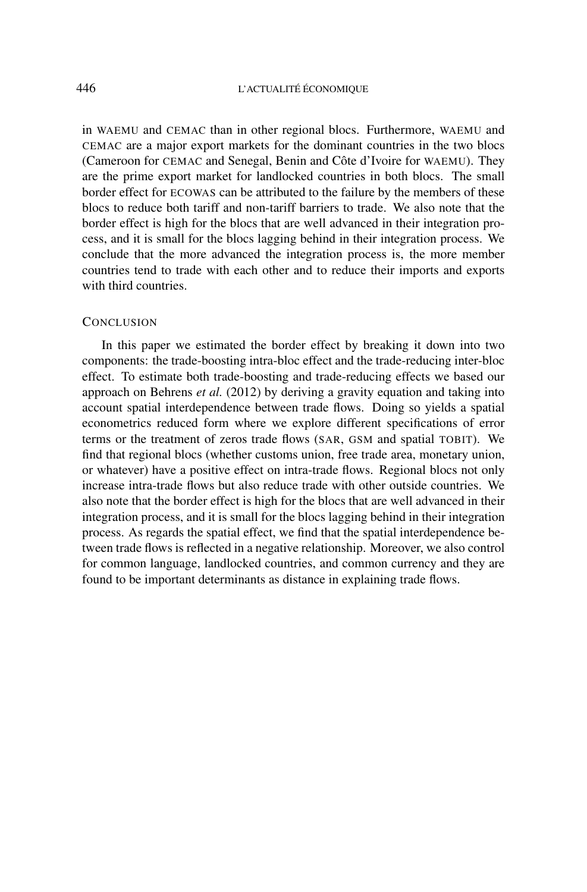in WAEMU and CEMAC than in other regional blocs. Furthermore, WAEMU and CEMAC are a major export markets for the dominant countries in the two blocs (Cameroon for CEMAC and Senegal, Benin and Côte d'Ivoire for WAEMU). They are the prime export market for landlocked countries in both blocs. The small border effect for ECOWAS can be attributed to the failure by the members of these blocs to reduce both tariff and non-tariff barriers to trade. We also note that the border effect is high for the blocs that are well advanced in their integration process, and it is small for the blocs lagging behind in their integration process. We conclude that the more advanced the integration process is, the more member countries tend to trade with each other and to reduce their imports and exports with third countries.

## Conclusion

In this paper we estimated the border effect by breaking it down into two components: the trade-boosting intra-bloc effect and the trade-reducing inter-bloc effect. To estimate both trade-boosting and trade-reducing effects we based our approach on Behrens *et al.* (2012) by deriving a gravity equation and taking into account spatial interdependence between trade flows. Doing so yields a spatial econometrics reduced form where we explore different specifications of error terms or the treatment of zeros trade flows (SAR, GSM and spatial TOBIT). We find that regional blocs (whether customs union, free trade area, monetary union, or whatever) have a positive effect on intra-trade flows. Regional blocs not only increase intra-trade flows but also reduce trade with other outside countries. We also note that the border effect is high for the blocs that are well advanced in their integration process, and it is small for the blocs lagging behind in their integration process. As regards the spatial effect, we find that the spatial interdependence between trade flows is reflected in a negative relationship. Moreover, we also control for common language, landlocked countries, and common currency and they are found to be important determinants as distance in explaining trade flows.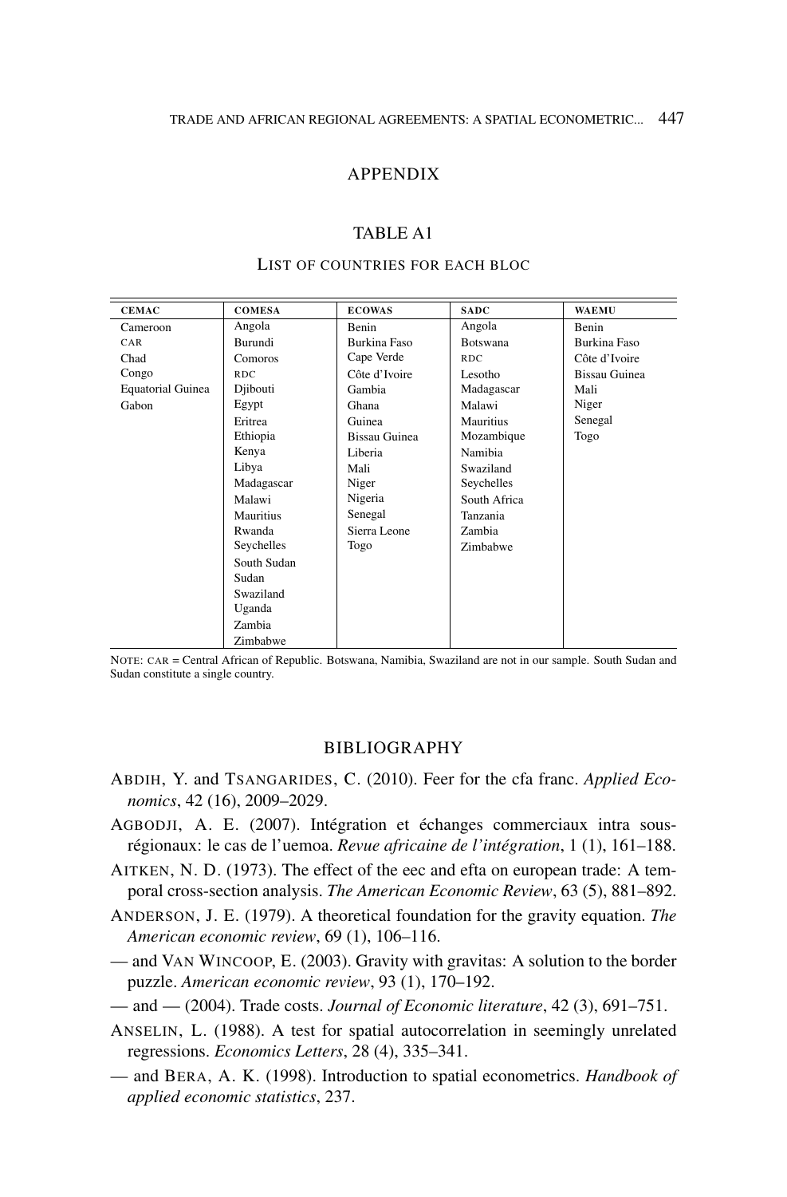## APPENDIX

### TABLE A1

LIST OF COUNTRIES FOR EACH BLOC

| CEMAC | COMESA | ECOWAS | SADC | WAEMU |
|---|---|---|---|---|
| Cameroon | Angola | Benin | Angola | Benin |
| CAR | Burundi | Burkina Faso | Botswana | Burkina Faso |
| Chad | Comoros | Cape Verde | RDC | Côte d'Ivoire |
| Congo | RDC | Côte d'Ivoire | Lesotho | Bissau Guinea |
| Equatorial Guinea | Djibouti | Gambia | Madagascar | Mali |
| Gabon | Egypt | Ghana | Malawi | Niger |
| | Eritrea | Guinea | Mauritius | Senegal |
| | Ethiopia | Bissau Guinea | Mozambique | Togo |
| | Kenya | Liberia | Namibia | |
| | Libya | Mali | Swaziland | |
| | Madagascar | Niger | Seychelles | |
| | Malawi | Nigeria | South Africa | |
| | Mauritius | Senegal | Tanzania | |
| | Rwanda | Sierra Leone | Zambia | |
| | Seychelles | Togo | Zimbabwe | |
| | South Sudan | | | |
| | Sudan | | | |
| | Swaziland | | | |
| | Uganda | | | |
| | Zambia | | | |
| | Zimbabwe | | | |

NOTE: CAR = Central African of Republic. Botswana, Namibia, Swaziland are not in our sample. South Sudan and Sudan constitute a single country.

## BIBLIOGRAPHY

ABDIH, Y. and TSANGARIDES, C. (2010). Feer for the cfa franc. *Applied Economics*, 42 (16), 2009–2029.

AGBODJI, A. E. (2007). Intégration et échanges commerciaux intra sous-régionaux: le cas de l'uemoa. *Revue africaine de l'intégration*, 1 (1), 161–188.

AITKEN, N. D. (1973). The effect of the eec and efta on european trade: A temporal cross-section analysis. *The American Economic Review*, 63 (5), 881–892.

ANDERSON, J. E. (1979). A theoretical foundation for the gravity equation. *The American economic review*, 69 (1), 106–116.

— and VAN WINCOOP, E. (2003). Gravity with gravitas: A solution to the border puzzle. *American economic review*, 93 (1), 170–192.

— and — (2004). Trade costs. *Journal of Economic literature*, 42 (3), 691–751.

ANSELIN, L. (1988). A test for spatial autocorrelation in seemingly unrelated regressions. *Economics Letters*, 28 (4), 335–341.

— and BERA, A. K. (1998). Introduction to spatial econometrics. *Handbook of applied economic statistics*, 237.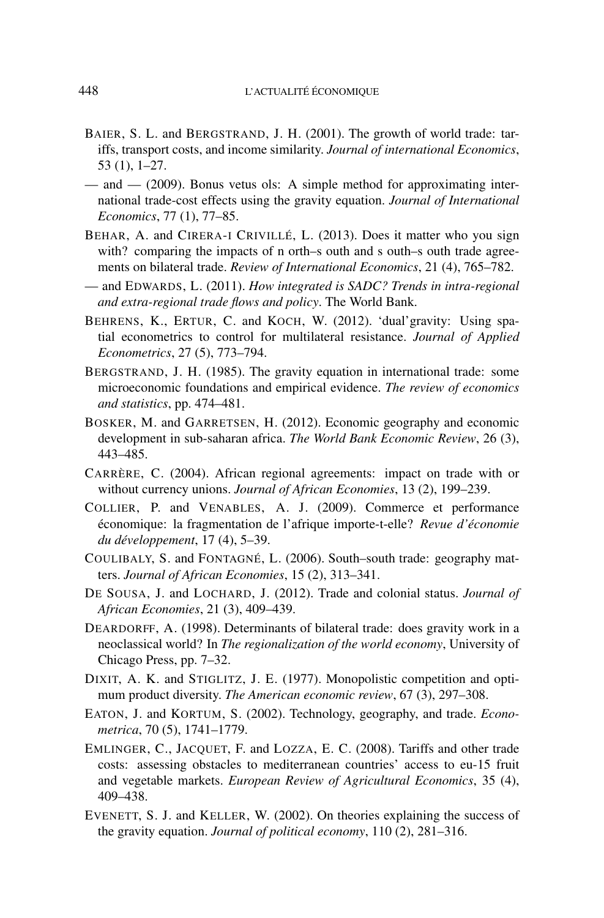BAIER, S. L. and BERGSTRAND, J. H. (2001). The growth of world trade: tariffs, transport costs, and income similarity. *Journal of international Economics*, 53 (1), 1–27.

— and — (2009). Bonus vetus ols: A simple method for approximating international trade-cost effects using the gravity equation. *Journal of International Economics*, 77 (1), 77–85.

BEHAR, A. and CIRERA-I CRIVILLÉ, L. (2013). Does it matter who you sign with? comparing the impacts of n orth–s outh and s outh–s outh trade agreements on bilateral trade. *Review of International Economics*, 21 (4), 765–782.

— and EDWARDS, L. (2011). *How integrated is SADC? Trends in intra-regional and extra-regional trade flows and policy*. The World Bank.

BEHRENS, K., ERTUR, C. and KOCH, W. (2012). 'dual'gravity: Using spatial econometrics to control for multilateral resistance. *Journal of Applied Econometrics*, 27 (5), 773–794.

BERGSTRAND, J. H. (1985). The gravity equation in international trade: some microeconomic foundations and empirical evidence. *The review of economics and statistics*, pp. 474–481.

BOSKER, M. and GARRETSEN, H. (2012). Economic geography and economic development in sub-saharan africa. *The World Bank Economic Review*, 26 (3), 443–485.

CARRÈRE, C. (2004). African regional agreements: impact on trade with or without currency unions. *Journal of African Economies*, 13 (2), 199–239.

COLLIER, P. and VENABLES, A. J. (2009). Commerce et performance économique: la fragmentation de l'afrique importe-t-elle? *Revue d'économie du développement*, 17 (4), 5–39.

COULIBALY, S. and FONTAGNÉ, L. (2006). South–south trade: geography matters. *Journal of African Economies*, 15 (2), 313–341.

DE SOUSA, J. and LOCHARD, J. (2012). Trade and colonial status. *Journal of African Economies*, 21 (3), 409–439.

DEARDORFF, A. (1998). Determinants of bilateral trade: does gravity work in a neoclassical world? In *The regionalization of the world economy*, University of Chicago Press, pp. 7–32.

DIXIT, A. K. and STIGLITZ, J. E. (1977). Monopolistic competition and optimum product diversity. *The American economic review*, 67 (3), 297–308.

EATON, J. and KORTUM, S. (2002). Technology, geography, and trade. *Econometrica*, 70 (5), 1741–1779.

EMLINGER, C., JACQUET, F. and LOZZA, E. C. (2008). Tariffs and other trade costs: assessing obstacles to mediterranean countries' access to eu-15 fruit and vegetable markets. *European Review of Agricultural Economics*, 35 (4), 409–438.

EVENETT, S. J. and KELLER, W. (2002). On theories explaining the success of the gravity equation. *Journal of political economy*, 110 (2), 281–316.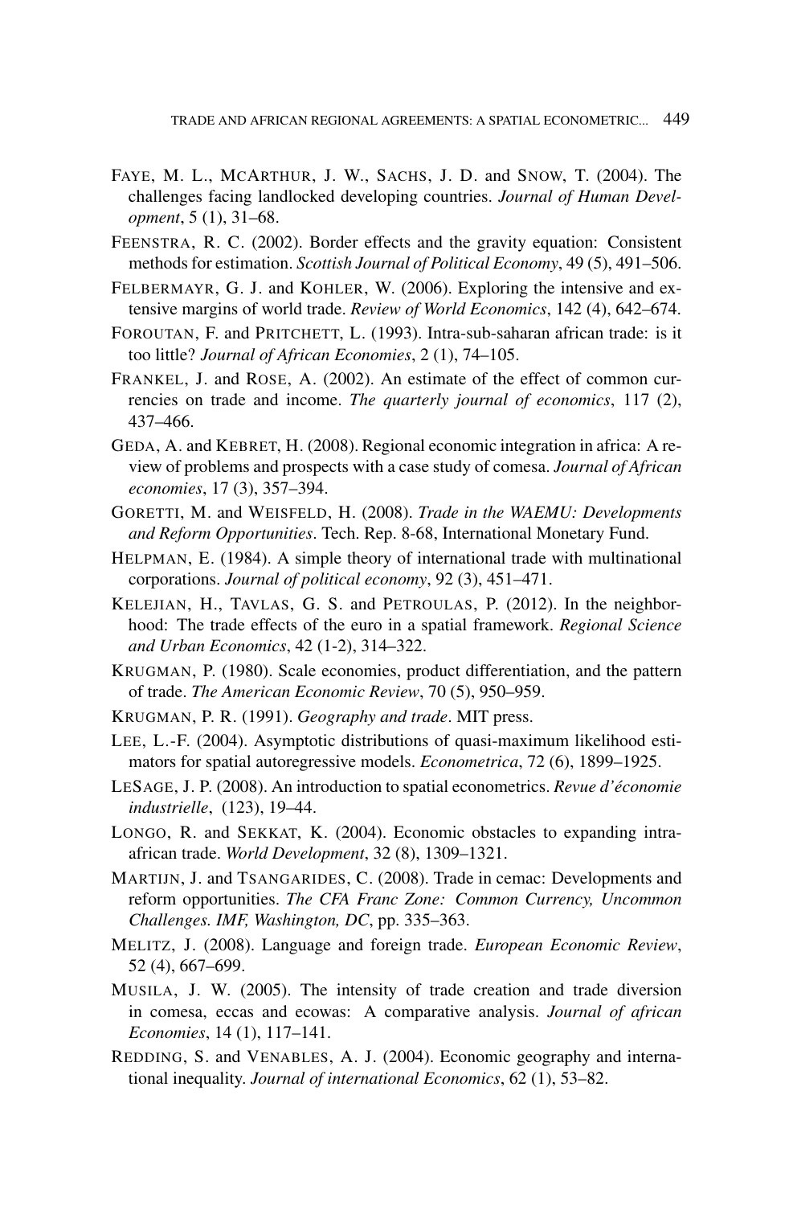FAYE, M. L., MCARTHUR, J. W., SACHS, J. D. and SNOW, T. (2004). The challenges facing landlocked developing countries. *Journal of Human Development*, 5 (1), 31–68.

FEENSTRA, R. C. (2002). Border effects and the gravity equation: Consistent methods for estimation. *Scottish Journal of Political Economy*, 49 (5), 491–506.

FELBERMAYR, G. J. and KOHLER, W. (2006). Exploring the intensive and extensive margins of world trade. *Review of World Economics*, 142 (4), 642–674.

FOROUTAN, F. and PRITCHETT, L. (1993). Intra-sub-saharan african trade: is it too little? *Journal of African Economies*, 2 (1), 74–105.

FRANKEL, J. and ROSE, A. (2002). An estimate of the effect of common currencies on trade and income. *The quarterly journal of economics*, 117 (2), 437–466.

GEDA, A. and KEBRET, H. (2008). Regional economic integration in africa: A review of problems and prospects with a case study of comesa. *Journal of African economies*, 17 (3), 357–394.

GORETTI, M. and WEISFELD, H. (2008). *Trade in the WAEMU: Developments and Reform Opportunities*. Tech. Rep. 8-68, International Monetary Fund.

HELPMAN, E. (1984). A simple theory of international trade with multinational corporations. *Journal of political economy*, 92 (3), 451–471.

KELEJIAN, H., TAVLAS, G. S. and PETROULAS, P. (2012). In the neighborhood: The trade effects of the euro in a spatial framework. *Regional Science and Urban Economics*, 42 (1-2), 314–322.

KRUGMAN, P. (1980). Scale economies, product differentiation, and the pattern of trade. *The American Economic Review*, 70 (5), 950–959.

KRUGMAN, P. R. (1991). *Geography and trade*. MIT press.

LEE, L.-F. (2004). Asymptotic distributions of quasi-maximum likelihood estimators for spatial autoregressive models. *Econometrica*, 72 (6), 1899–1925.

LESAGE, J. P. (2008). An introduction to spatial econometrics. *Revue d'économie industrielle*, (123), 19–44.

LONGO, R. and SEKKAT, K. (2004). Economic obstacles to expanding intra-african trade. *World Development*, 32 (8), 1309–1321.

MARTIJN, J. and TSANGARIDES, C. (2008). Trade in cemac: Developments and reform opportunities. *The CFA Franc Zone: Common Currency, Uncommon Challenges. IMF, Washington, DC*, pp. 335–363.

MELITZ, J. (2008). Language and foreign trade. *European Economic Review*, 52 (4), 667–699.

MUSILA, J. W. (2005). The intensity of trade creation and trade diversion in comesa, eccas and ecowas: A comparative analysis. *Journal of african Economies*, 14 (1), 117–141.

REDDING, S. and VENABLES, A. J. (2004). Economic geography and international inequality. *Journal of international Economics*, 62 (1), 53–82.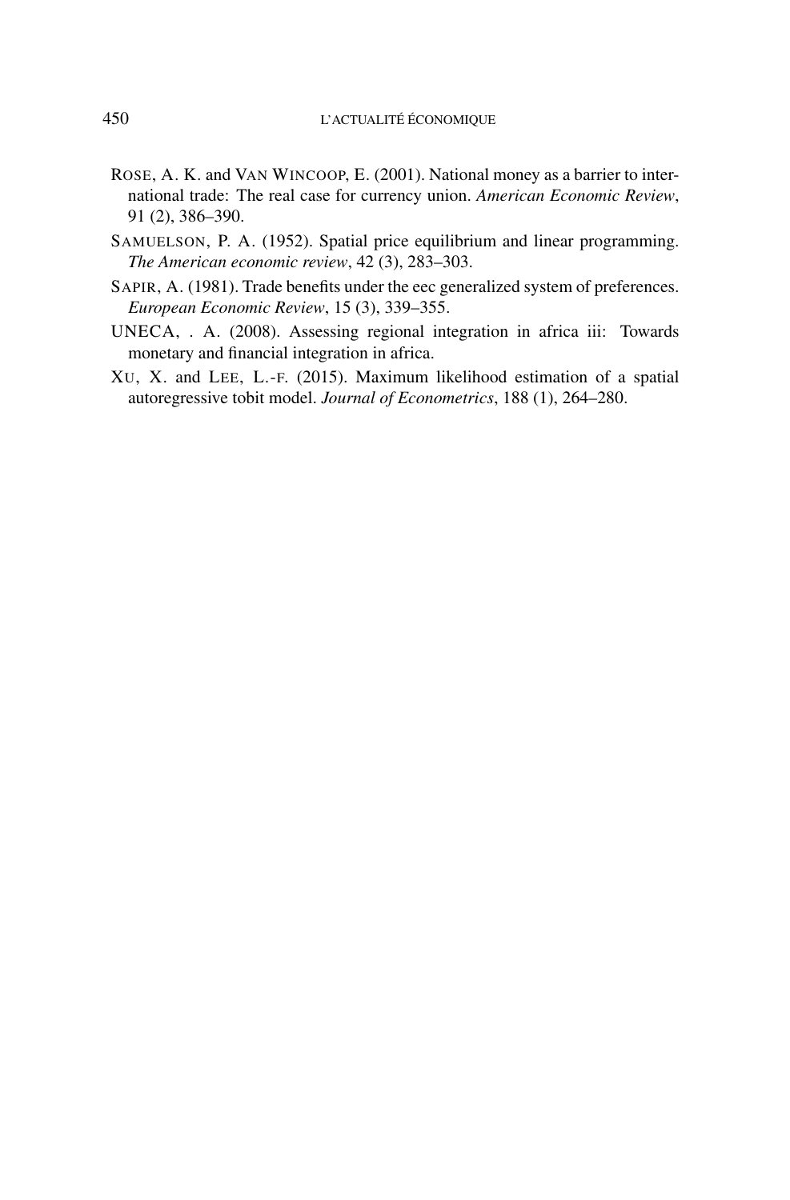ROSE, A. K. and VAN WINCOOP, E. (2001). National money as a barrier to international trade: The real case for currency union. *American Economic Review*, 91 (2), 386–390.

SAMUELSON, P. A. (1952). Spatial price equilibrium and linear programming. *The American economic review*, 42 (3), 283–303.

SAPIR, A. (1981). Trade benefits under the eec generalized system of preferences. *European Economic Review*, 15 (3), 339–355.

UNECA, . A. (2008). Assessing regional integration in africa iii: Towards monetary and financial integration in africa.

XU, X. and LEE, L.-F. (2015). Maximum likelihood estimation of a spatial autoregressive tobit model. *Journal of Econometrics*, 188 (1), 264–280.